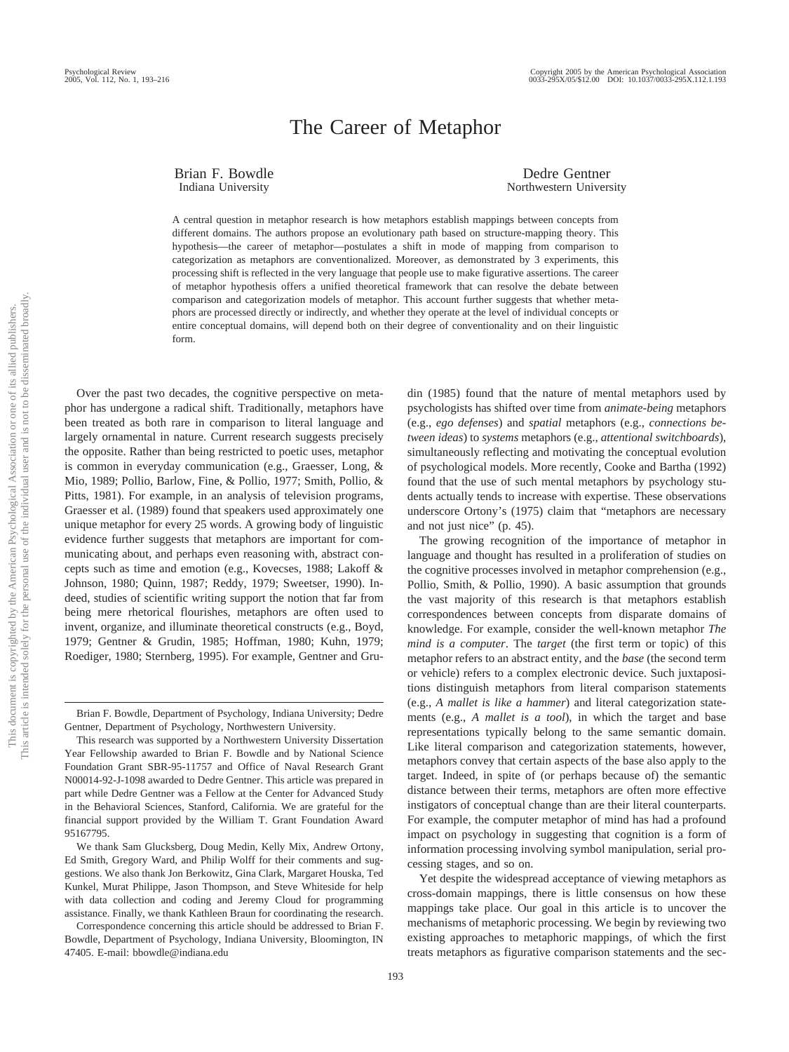# The Career of Metaphor

Brian F. Bowdle
Indiana University

Dedre Gentner
Northwestern University

A central question in metaphor research is how metaphors establish mappings between concepts from different domains. The authors propose an evolutionary path based on structure-mapping theory. This hypothesis—the career of metaphor—postulates a shift in mode of mapping from comparison to categorization as metaphors are conventionalized. Moreover, as demonstrated by 3 experiments, this processing shift is reflected in the very language that people use to make figurative assertions. The career of metaphor hypothesis offers a unified theoretical framework that can resolve the debate between comparison and categorization models of metaphor. This account further suggests that whether metaphors are processed directly or indirectly, and whether they operate at the level of individual concepts or entire conceptual domains, will depend both on their degree of conventionality and on their linguistic form.

Over the past two decades, the cognitive perspective on metaphor has undergone a radical shift. Traditionally, metaphors have been treated as both rare in comparison to literal language and largely ornamental in nature. Current research suggests precisely the opposite. Rather than being restricted to poetic uses, metaphor is common in everyday communication (e.g., Graesser, Long, & Mio, 1989; Pollio, Barlow, Fine, & Pollio, 1977; Smith, Pollio, & Pitts, 1981). For example, in an analysis of television programs, Graesser et al. (1989) found that speakers used approximately one unique metaphor for every 25 words. A growing body of linguistic evidence further suggests that metaphors are important for communicating about, and perhaps even reasoning with, abstract concepts such as time and emotion (e.g., Kovecses, 1988; Lakoff & Johnson, 1980; Quinn, 1987; Reddy, 1979; Sweetser, 1990). Indeed, studies of scientific writing support the notion that far from being mere rhetorical flourishes, metaphors are often used to invent, organize, and illuminate theoretical constructs (e.g., Boyd, 1979; Gentner & Grudin, 1985; Hoffman, 1980; Kuhn, 1979; Roediger, 1980; Sternberg, 1995). For example, Gentner and Grudin (1985) found that the nature of mental metaphors used by psychologists has shifted over time from *animate-being* metaphors (e.g., *ego defenses*) and *spatial* metaphors (e.g., *connections between ideas*) to *systems* metaphors (e.g., *attentional switchboards*), simultaneously reflecting and motivating the conceptual evolution of psychological models. More recently, Cooke and Bartha (1992) found that the use of such mental metaphors by psychology students actually tends to increase with expertise. These observations underscore Ortony's (1975) claim that "metaphors are necessary and not just nice" (p. 45).

The growing recognition of the importance of metaphor in language and thought has resulted in a proliferation of studies on the cognitive processes involved in metaphor comprehension (e.g., Pollio, Smith, & Pollio, 1990). A basic assumption that grounds the vast majority of this research is that metaphors establish correspondences between concepts from disparate domains of knowledge. For example, consider the well-known metaphor *The mind is a computer*. The *target* (the first term or topic) of this metaphor refers to an abstract entity, and the *base* (the second term or vehicle) refers to a complex electronic device. Such juxtapositions distinguish metaphors from literal comparison statements (e.g., *A mallet is like a hammer*) and literal categorization statements (e.g., *A mallet is a tool*), in which the target and base representations typically belong to the same semantic domain. Like literal comparison and categorization statements, however, metaphors convey that certain aspects of the base also apply to the target. Indeed, in spite of (or perhaps because of) the semantic distance between their terms, metaphors are often more effective instigators of conceptual change than are their literal counterparts. For example, the computer metaphor of mind has had a profound impact on psychology in suggesting that cognition is a form of information processing involving symbol manipulation, serial processing stages, and so on.

Yet despite the widespread acceptance of viewing metaphors as cross-domain mappings, there is little consensus on how these mappings take place. Our goal in this article is to uncover the mechanisms of metaphoric processing. We begin by reviewing two existing approaches to metaphoric mappings, of which the first treats metaphors as figurative comparison statements and the sec-

---

Brian F. Bowdle, Department of Psychology, Indiana University; Dedre Gentner, Department of Psychology, Northwestern University.

This research was supported by a Northwestern University Dissertation Year Fellowship awarded to Brian F. Bowdle and by National Science Foundation Grant SBR-95-11757 and Office of Naval Research Grant N00014-92-J-1098 awarded to Dedre Gentner. This article was prepared in part while Dedre Gentner was a Fellow at the Center for Advanced Study in the Behavioral Sciences, Stanford, California. We are grateful for the financial support provided by the William T. Grant Foundation Award 95167795.

We thank Sam Glucksberg, Doug Medin, Kelly Mix, Andrew Ortony, Ed Smith, Gregory Ward, and Philip Wolff for their comments and suggestions. We also thank Jon Berkowitz, Gina Clark, Margaret Houska, Ted Kunkel, Murat Philippe, Jason Thompson, and Steve Whiteside for help with data collection and coding and Jeremy Cloud for programming assistance. Finally, we thank Kathleen Braun for coordinating the research.

Correspondence concerning this article should be addressed to Brian F. Bowdle, Department of Psychology, Indiana University, Bloomington, IN 47405. E-mail: bbowdle@indiana.edu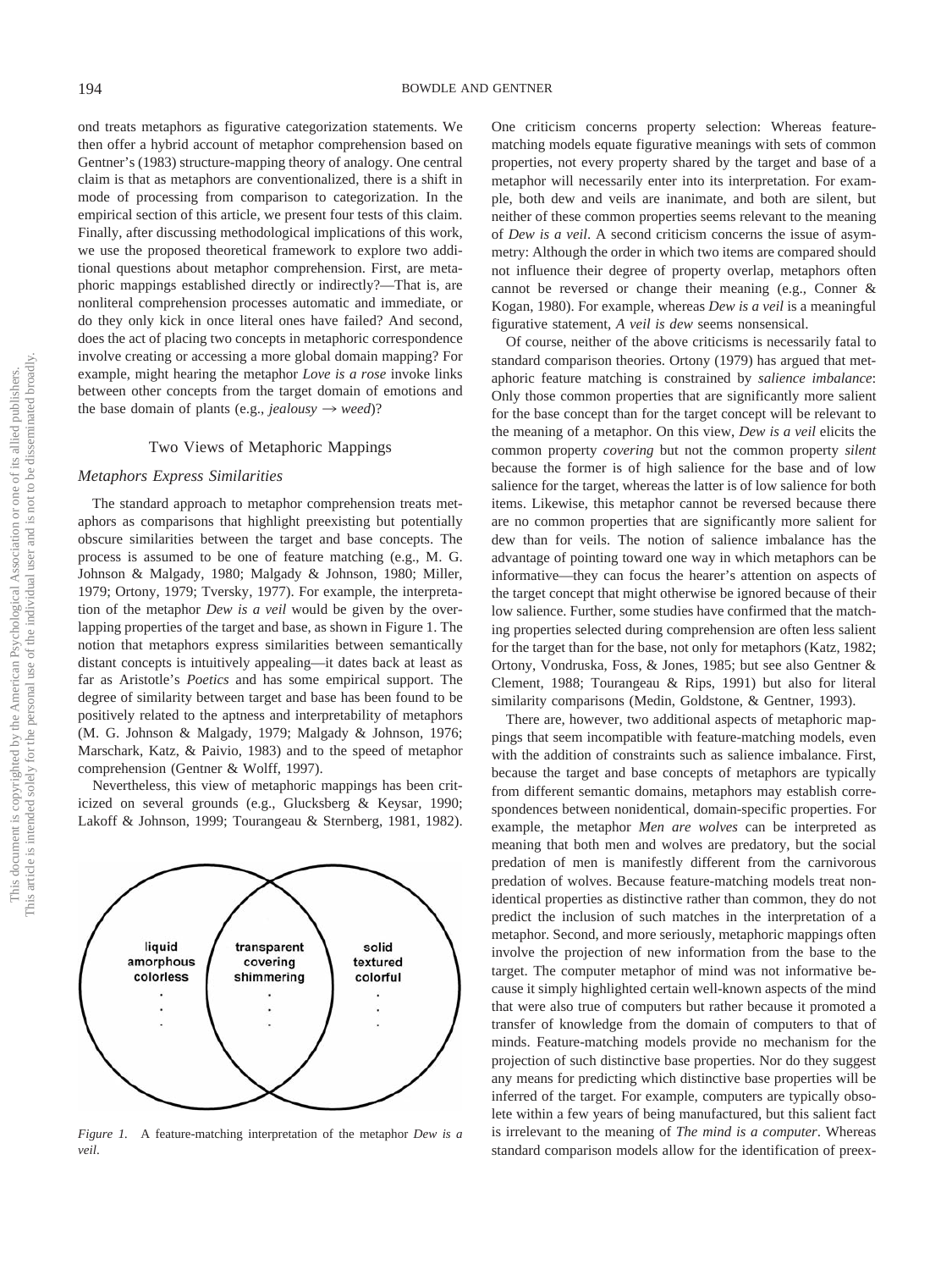ond treats metaphors as figurative categorization statements. We then offer a hybrid account of metaphor comprehension based on Gentner's (1983) structure-mapping theory of analogy. One central claim is that as metaphors are conventionalized, there is a shift in mode of processing from comparison to categorization. In the empirical section of this article, we present four tests of this claim. Finally, after discussing methodological implications of this work, we use the proposed theoretical framework to explore two additional questions about metaphor comprehension. First, are metaphoric mappings established directly or indirectly?—That is, are nonliteral comprehension processes automatic and immediate, or do they only kick in once literal ones have failed? And second, does the act of placing two concepts in metaphoric correspondence involve creating or accessing a more global domain mapping? For example, might hearing the metaphor *Love is a rose* invoke links between other concepts from the target domain of emotions and the base domain of plants (e.g., *jealousy* → *weed*)?

## Two Views of Metaphoric Mappings

### *Metaphors Express Similarities*

The standard approach to metaphor comprehension treats metaphors as comparisons that highlight preexisting but potentially obscure similarities between the target and base concepts. The process is assumed to be one of feature matching (e.g., M. G. Johnson & Malgady, 1980; Malgady & Johnson, 1980; Miller, 1979; Ortony, 1979; Tversky, 1977). For example, the interpretation of the metaphor *Dew is a veil* would be given by the overlapping properties of the target and base, as shown in Figure 1. The notion that metaphors express similarities between semantically distant concepts is intuitively appealing—it dates back at least as far as Aristotle's *Poetics* and has some empirical support. The degree of similarity between target and base has been found to be positively related to the aptness and interpretability of metaphors (M. G. Johnson & Malgady, 1979; Malgady & Johnson, 1976; Marschark, Katz, & Paivio, 1983) and to the speed of metaphor comprehension (Gentner & Wolff, 1997).

Nevertheless, this view of metaphoric mappings has been criticized on several grounds (e.g., Glucksberg & Keysar, 1990; Lakoff & Johnson, 1999; Tourangeau & Sternberg, 1981, 1982).

| liquid | transparent | solid |
|---|---|---|
| amorphous | covering | textured |
| colorless | shimmering | colorful |
| . | . | . |
| . | . | . |
| . | . | . |

*Figure 1.* A feature-matching interpretation of the metaphor *Dew is a veil*.

One criticism concerns property selection: Whereas feature-matching models equate figurative meanings with sets of common properties, not every property shared by the target and base of a metaphor will necessarily enter into its interpretation. For example, both dew and veils are inanimate, and both are silent, but neither of these common properties seems relevant to the meaning of *Dew is a veil*. A second criticism concerns the issue of asymmetry: Although the order in which two items are compared should not influence their degree of property overlap, metaphors often cannot be reversed or change their meaning (e.g., Conner & Kogan, 1980). For example, whereas *Dew is a veil* is a meaningful figurative statement, *A veil is dew* seems nonsensical.

Of course, neither of the above criticisms is necessarily fatal to standard comparison theories. Ortony (1979) has argued that metaphoric feature matching is constrained by *salience imbalance*: Only those common properties that are significantly more salient for the base concept than for the target concept will be relevant to the meaning of a metaphor. On this view, *Dew is a veil* elicits the common property *covering* but not the common property *silent* because the former is of high salience for the base and of low salience for the target, whereas the latter is of low salience for both items. Likewise, this metaphor cannot be reversed because there are no common properties that are significantly more salient for dew than for veils. The notion of salience imbalance has the advantage of pointing toward one way in which metaphors can be informative—they can focus the hearer's attention on aspects of the target concept that might otherwise be ignored because of their low salience. Further, some studies have confirmed that the matching properties selected during comprehension are often less salient for the target than for the base, not only for metaphors (Katz, 1982; Ortony, Vondruska, Foss, & Jones, 1985; but see also Gentner & Clement, 1988; Tourangeau & Rips, 1991) but also for literal similarity comparisons (Medin, Goldstone, & Gentner, 1993).

There are, however, two additional aspects of metaphoric mappings that seem incompatible with feature-matching models, even with the addition of constraints such as salience imbalance. First, because the target and base concepts of metaphors are typically from different semantic domains, metaphors may establish correspondences between nonidentical, domain-specific properties. For example, the metaphor *Men are wolves* can be interpreted as meaning that both men and wolves are predatory, but the social predation of men is manifestly different from the carnivorous predation of wolves. Because feature-matching models treat nonidentical properties as distinctive rather than common, they do not predict the inclusion of such matches in the interpretation of a metaphor. Second, and more seriously, metaphoric mappings often involve the projection of new information from the base to the target. The computer metaphor of mind was not informative because it simply highlighted certain well-known aspects of the mind that were also true of computers but rather because it promoted a transfer of knowledge from the domain of computers to that of minds. Feature-matching models provide no mechanism for the projection of such distinctive base properties. Nor do they suggest any means for predicting which distinctive base properties will be inferred of the target. For example, computers are typically obsolete within a few years of being manufactured, but this salient fact is irrelevant to the meaning of *The mind is a computer*. Whereas standard comparison models allow for the identification of preex-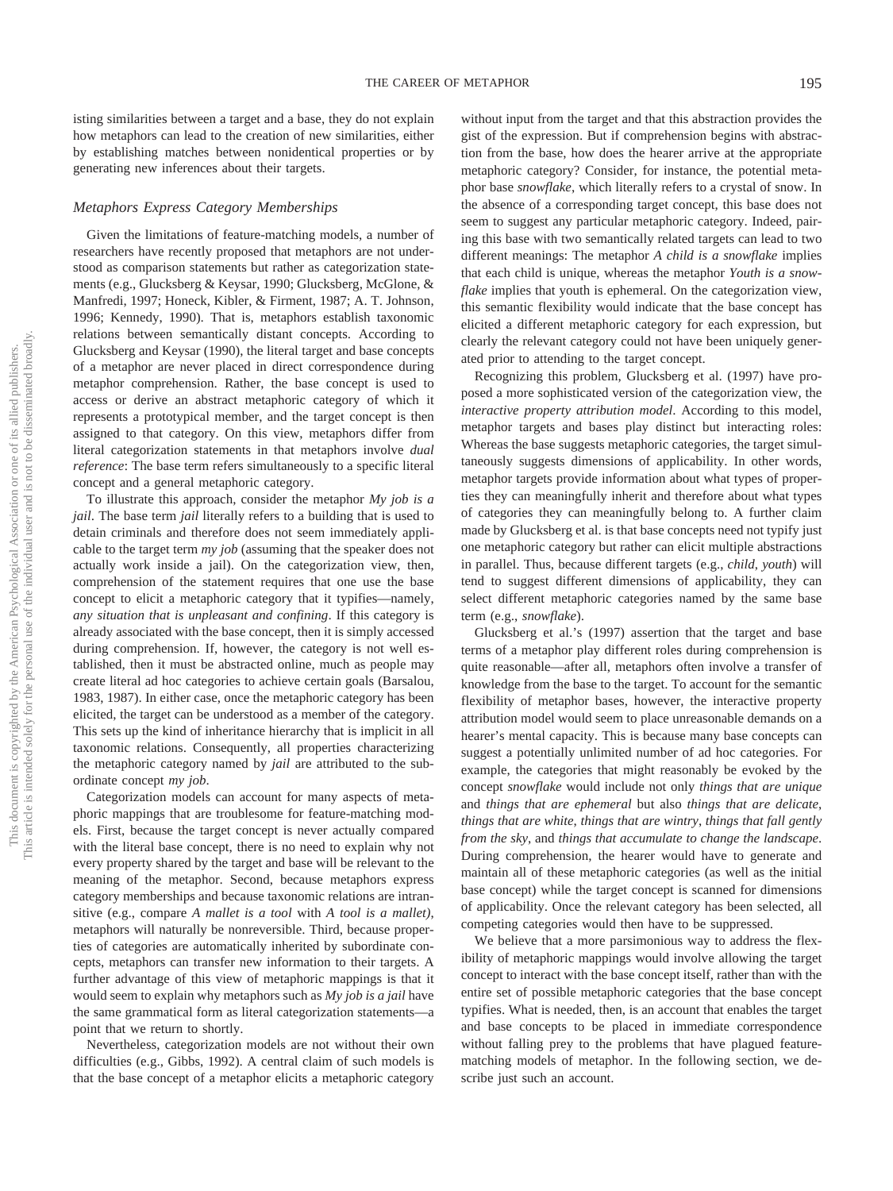isting similarities between a target and a base, they do not explain how metaphors can lead to the creation of new similarities, either by establishing matches between nonidentical properties or by generating new inferences about their targets.

### *Metaphors Express Category Memberships*

Given the limitations of feature-matching models, a number of researchers have recently proposed that metaphors are not understood as comparison statements but rather as categorization statements (e.g., Glucksberg & Keysar, 1990; Glucksberg, McGlone, & Manfredi, 1997; Honeck, Kibler, & Firment, 1987; A. T. Johnson, 1996; Kennedy, 1990). That is, metaphors establish taxonomic relations between semantically distant concepts. According to Glucksberg and Keysar (1990), the literal target and base concepts of a metaphor are never placed in direct correspondence during metaphor comprehension. Rather, the base concept is used to access or derive an abstract metaphoric category of which it represents a prototypical member, and the target concept is then assigned to that category. On this view, metaphors differ from literal categorization statements in that metaphors involve *dual reference*: The base term refers simultaneously to a specific literal concept and a general metaphoric category.

To illustrate this approach, consider the metaphor *My job is a jail*. The base term *jail* literally refers to a building that is used to detain criminals and therefore does not seem immediately applicable to the target term *my job* (assuming that the speaker does not actually work inside a jail). On the categorization view, then, comprehension of the statement requires that one use the base concept to elicit a metaphoric category that it typifies—namely, *any situation that is unpleasant and confining*. If this category is already associated with the base concept, then it is simply accessed during comprehension. If, however, the category is not well established, then it must be abstracted online, much as people may create literal ad hoc categories to achieve certain goals (Barsalou, 1983, 1987). In either case, once the metaphoric category has been elicited, the target can be understood as a member of the category. This sets up the kind of inheritance hierarchy that is implicit in all taxonomic relations. Consequently, all properties characterizing the metaphoric category named by *jail* are attributed to the subordinate concept *my job*.

Categorization models can account for many aspects of metaphoric mappings that are troublesome for feature-matching models. First, because the target concept is never actually compared with the literal base concept, there is no need to explain why not every property shared by the target and base will be relevant to the meaning of the metaphor. Second, because metaphors express category memberships and because taxonomic relations are intransitive (e.g., compare *A mallet is a tool* with *A tool is a mallet)*, metaphors will naturally be nonreversible. Third, because properties of categories are automatically inherited by subordinate concepts, metaphors can transfer new information to their targets. A further advantage of this view of metaphoric mappings is that it would seem to explain why metaphors such as *My job is a jail* have the same grammatical form as literal categorization statements—a point that we return to shortly.

Nevertheless, categorization models are not without their own difficulties (e.g., Gibbs, 1992). A central claim of such models is that the base concept of a metaphor elicits a metaphoric category without input from the target and that this abstraction provides the gist of the expression. But if comprehension begins with abstraction from the base, how does the hearer arrive at the appropriate metaphoric category? Consider, for instance, the potential metaphor base *snowflake*, which literally refers to a crystal of snow. In the absence of a corresponding target concept, this base does not seem to suggest any particular metaphoric category. Indeed, pairing this base with two semantically related targets can lead to two different meanings: The metaphor *A child is a snowflake* implies that each child is unique, whereas the metaphor *Youth is a snowflake* implies that youth is ephemeral. On the categorization view, this semantic flexibility would indicate that the base concept has elicited a different metaphoric category for each expression, but clearly the relevant category could not have been uniquely generated prior to attending to the target concept.

Recognizing this problem, Glucksberg et al. (1997) have proposed a more sophisticated version of the categorization view, the *interactive property attribution model*. According to this model, metaphor targets and bases play distinct but interacting roles: Whereas the base suggests metaphoric categories, the target simultaneously suggests dimensions of applicability. In other words, metaphor targets provide information about what types of properties they can meaningfully inherit and therefore about what types of categories they can meaningfully belong to. A further claim made by Glucksberg et al. is that base concepts need not typify just one metaphoric category but rather can elicit multiple abstractions in parallel. Thus, because different targets (e.g., *child, youth*) will tend to suggest different dimensions of applicability, they can select different metaphoric categories named by the same base term (e.g., *snowflake*).

Glucksberg et al.'s (1997) assertion that the target and base terms of a metaphor play different roles during comprehension is quite reasonable—after all, metaphors often involve a transfer of knowledge from the base to the target. To account for the semantic flexibility of metaphor bases, however, the interactive property attribution model would seem to place unreasonable demands on a hearer's mental capacity. This is because many base concepts can suggest a potentially unlimited number of ad hoc categories. For example, the categories that might reasonably be evoked by the concept *snowflake* would include not only *things that are unique* and *things that are ephemeral* but also *things that are delicate, things that are white, things that are wintry, things that fall gently from the sky*, and *things that accumulate to change the landscape*. During comprehension, the hearer would have to generate and maintain all of these metaphoric categories (as well as the initial base concept) while the target concept is scanned for dimensions of applicability. Once the relevant category has been selected, all competing categories would then have to be suppressed.

We believe that a more parsimonious way to address the flexibility of metaphoric mappings would involve allowing the target concept to interact with the base concept itself, rather than with the entire set of possible metaphoric categories that the base concept typifies. What is needed, then, is an account that enables the target and base concepts to be placed in immediate correspondence without falling prey to the problems that have plagued feature-matching models of metaphor. In the following section, we describe just such an account.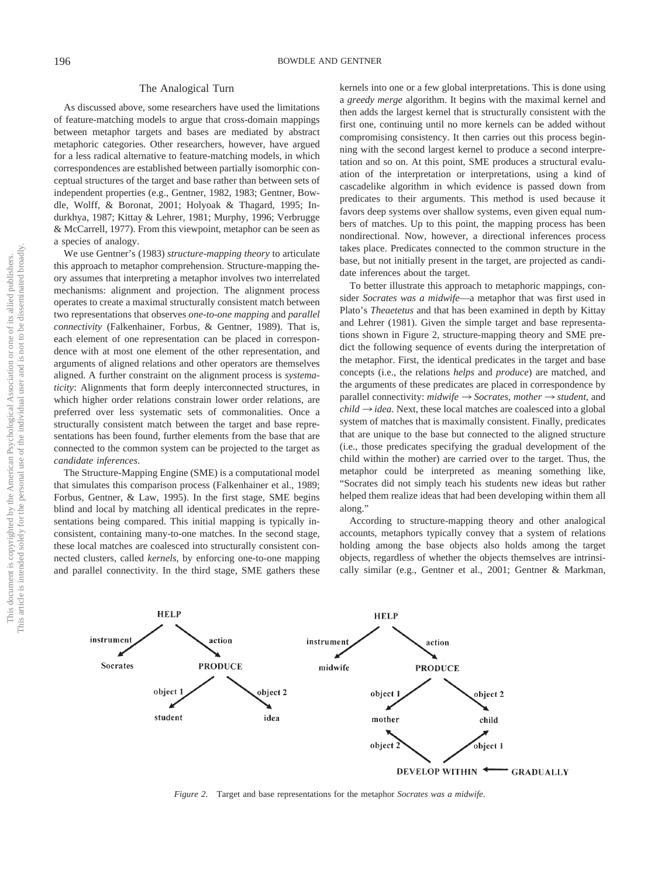## The Analogical Turn

As discussed above, some researchers have used the limitations of feature-matching models to argue that cross-domain mappings between metaphor targets and bases are mediated by abstract metaphoric categories. Other researchers, however, have argued for a less radical alternative to feature-matching models, in which correspondences are established between partially isomorphic conceptual structures of the target and base rather than between sets of independent properties (e.g., Gentner, 1982, 1983; Gentner, Bowdle, Wolff, & Boronat, 2001; Holyoak & Thagard, 1995; Indurkhya, 1987; Kittay & Lehrer, 1981; Murphy, 1996; Verbrugge & McCarrell, 1977). From this viewpoint, metaphor can be seen as a species of analogy.

We use Gentner's (1983) *structure-mapping theory* to articulate this approach to metaphor comprehension. Structure-mapping theory assumes that interpreting a metaphor involves two interrelated mechanisms: alignment and projection. The alignment process operates to create a maximal structurally consistent match between two representations that observes *one-to-one mapping* and *parallel connectivity* (Falkenhainer, Forbus, & Gentner, 1989). That is, each element of one representation can be placed in correspondence with at most one element of the other representation, and arguments of aligned relations and other operators are themselves aligned. A further constraint on the alignment process is *systematicity*: Alignments that form deeply interconnected structures, in which higher order relations constrain lower order relations, are preferred over less systematic sets of commonalities. Once a structurally consistent match between the target and base representations has been found, further elements from the base that are connected to the common system can be projected to the target as *candidate inferences*.

The Structure-Mapping Engine (SME) is a computational model that simulates this comparison process (Falkenhainer et al., 1989; Forbus, Gentner, & Law, 1995). In the first stage, SME begins blind and local by matching all identical predicates in the representations being compared. This initial mapping is typically inconsistent, containing many-to-one matches. In the second stage, these local matches are coalesced into structurally consistent connected clusters, called *kernels*, by enforcing one-to-one mapping and parallel connectivity. In the third stage, SME gathers these kernels into one or a few global interpretations. This is done using a *greedy merge* algorithm. It begins with the maximal kernel and then adds the largest kernel that is structurally consistent with the first one, continuing until no more kernels can be added without compromising consistency. It then carries out this process beginning with the second largest kernel to produce a second interpretation and so on. At this point, SME produces a structural evaluation of the interpretation or interpretations, using a kind of cascadelike algorithm in which evidence is passed down from predicates to their arguments. This method is used because it favors deep systems over shallow systems, even given equal numbers of matches. Up to this point, the mapping process has been nondirectional. Now, however, a directional inferences process takes place. Predicates connected to the common structure in the base, but not initially present in the target, are projected as candidate inferences about the target.

To better illustrate this approach to metaphoric mappings, consider *Socrates was a midwife*—a metaphor that was first used in Plato's *Theaetetus* and that has been examined in depth by Kittay and Lehrer (1981). Given the simple target and base representations shown in Figure 2, structure-mapping theory and SME predict the following sequence of events during the interpretation of the metaphor. First, the identical predicates in the target and base concepts (i.e., the relations *helps* and *produce*) are matched, and the arguments of these predicates are placed in correspondence by parallel connectivity: *midwife* → *Socrates*, *mother* → *student*, and *child* → *idea*. Next, these local matches are coalesced into a global system of matches that is maximally consistent. Finally, predicates that are unique to the base but connected to the aligned structure (i.e., those predicates specifying the gradual development of the child within the mother) are carried over to the target. Thus, the metaphor could be interpreted as meaning something like, "Socrates did not simply teach his students new ideas but rather helped them realize ideas that had been developing within them all along."

According to structure-mapping theory and other analogical accounts, metaphors typically convey that a system of relations holding among the base objects also holds among the target objects, regardless of whether the objects themselves are intrinsically similar (e.g., Gentner et al., 2001; Gentner & Markman,

*Figure 2.* Target and base representations for the metaphor *Socrates was a midwife*.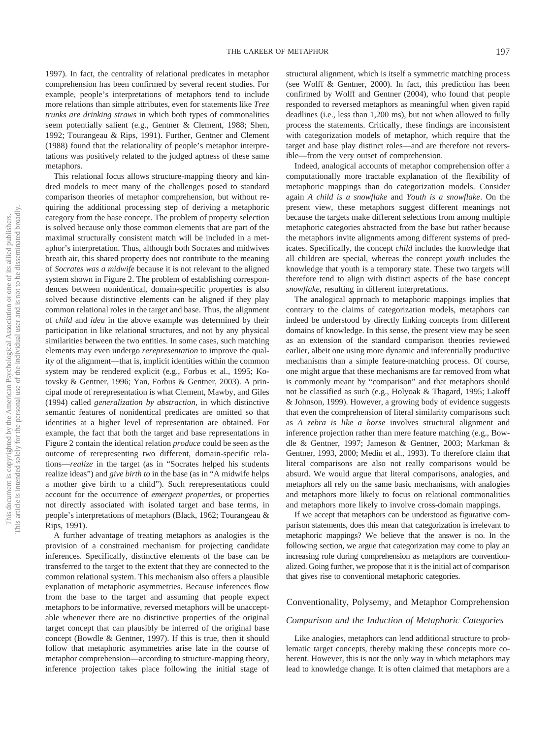1997). In fact, the centrality of relational predicates in metaphor comprehension has been confirmed by several recent studies. For example, people's interpretations of metaphors tend to include more relations than simple attributes, even for statements like *Tree trunks are drinking straws* in which both types of commonalities seem potentially salient (e.g., Gentner & Clement, 1988; Shen, 1992; Tourangeau & Rips, 1991). Further, Gentner and Clement (1988) found that the relationality of people's metaphor interpretations was positively related to the judged aptness of these same metaphors.

This relational focus allows structure-mapping theory and kindred models to meet many of the challenges posed to standard comparison theories of metaphor comprehension, but without requiring the additional processing step of deriving a metaphoric category from the base concept. The problem of property selection is solved because only those common elements that are part of the maximal structurally consistent match will be included in a metaphor's interpretation. Thus, although both Socrates and midwives breath air, this shared property does not contribute to the meaning of *Socrates was a midwife* because it is not relevant to the aligned system shown in Figure 2. The problem of establishing correspondences between nonidentical, domain-specific properties is also solved because distinctive elements can be aligned if they play common relational roles in the target and base. Thus, the alignment of *child* and *idea* in the above example was determined by their participation in like relational structures, and not by any physical similarities between the two entities. In some cases, such matching elements may even undergo *rerepresentation* to improve the quality of the alignment—that is, implicit identities within the common system may be rendered explicit (e.g., Forbus et al., 1995; Kotovsky & Gentner, 1996; Yan, Forbus & Gentner, 2003). A principal mode of rerepresentation is what Clement, Mawby, and Giles (1994) called *generalization by abstraction*, in which distinctive semantic features of nonidentical predicates are omitted so that identities at a higher level of representation are obtained. For example, the fact that both the target and base representations in Figure 2 contain the identical relation *produce* could be seen as the outcome of rerepresenting two different, domain-specific relations—*realize* in the target (as in "Socrates helped his students realize ideas") and *give birth to* in the base (as in "A midwife helps a mother give birth to a child"). Such rerepresentations could account for the occurrence of *emergent properties*, or properties not directly associated with isolated target and base terms, in people's interpretations of metaphors (Black, 1962; Tourangeau & Rips, 1991).

A further advantage of treating metaphors as analogies is the provision of a constrained mechanism for projecting candidate inferences. Specifically, distinctive elements of the base can be transferred to the target to the extent that they are connected to the common relational system. This mechanism also offers a plausible explanation of metaphoric asymmetries. Because inferences flow from the base to the target and assuming that people expect metaphors to be informative, reversed metaphors will be unacceptable whenever there are no distinctive properties of the original target concept that can plausibly be inferred of the original base concept (Bowdle & Gentner, 1997). If this is true, then it should follow that metaphoric asymmetries arise late in the course of metaphor comprehension—according to structure-mapping theory, inference projection takes place following the initial stage of structural alignment, which is itself a symmetric matching process (see Wolff & Gentner, 2000). In fact, this prediction has been confirmed by Wolff and Gentner (2004), who found that people responded to reversed metaphors as meaningful when given rapid deadlines (i.e., less than 1,200 ms), but not when allowed to fully process the statements. Critically, these findings are inconsistent with categorization models of metaphor, which require that the target and base play distinct roles—and are therefore not reversible—from the very outset of comprehension.

Indeed, analogical accounts of metaphor comprehension offer a computationally more tractable explanation of the flexibility of metaphoric mappings than do categorization models. Consider again *A child is a snowflake* and *Youth is a snowflake*. On the present view, these metaphors suggest different meanings not because the targets make different selections from among multiple metaphoric categories abstracted from the base but rather because the metaphors invite alignments among different systems of predicates. Specifically, the concept *child* includes the knowledge that all children are special, whereas the concept *youth* includes the knowledge that youth is a temporary state. These two targets will therefore tend to align with distinct aspects of the base concept *snowflake*, resulting in different interpretations.

The analogical approach to metaphoric mappings implies that contrary to the claims of categorization models, metaphors can indeed be understood by directly linking concepts from different domains of knowledge. In this sense, the present view may be seen as an extension of the standard comparison theories reviewed earlier, albeit one using more dynamic and inferentially productive mechanisms than a simple feature-matching process. Of course, one might argue that these mechanisms are far removed from what is commonly meant by "comparison" and that metaphors should not be classified as such (e.g., Holyoak & Thagard, 1995; Lakoff & Johnson, 1999). However, a growing body of evidence suggests that even the comprehension of literal similarity comparisons such as *A zebra is like a horse* involves structural alignment and inference projection rather than mere feature matching (e.g., Bowdle & Gentner, 1997; Jameson & Gentner, 2003; Markman & Gentner, 1993, 2000; Medin et al., 1993). To therefore claim that literal comparisons are also not really comparisons would be absurd. We would argue that literal comparisons, analogies, and metaphors all rely on the same basic mechanisms, with analogies and metaphors more likely to focus on relational commonalities and metaphors more likely to involve cross-domain mappings.

If we accept that metaphors can be understood as figurative comparison statements, does this mean that categorization is irrelevant to metaphoric mappings? We believe that the answer is no. In the following section, we argue that categorization may come to play an increasing role during comprehension as metaphors are conventionalized. Going further, we propose that it is the initial act of comparison that gives rise to conventional metaphoric categories.

## Conventionality, Polysemy, and Metaphor Comprehension

### *Comparison and the Induction of Metaphoric Categories*

Like analogies, metaphors can lend additional structure to problematic target concepts, thereby making these concepts more coherent. However, this is not the only way in which metaphors may lead to knowledge change. It is often claimed that metaphors are a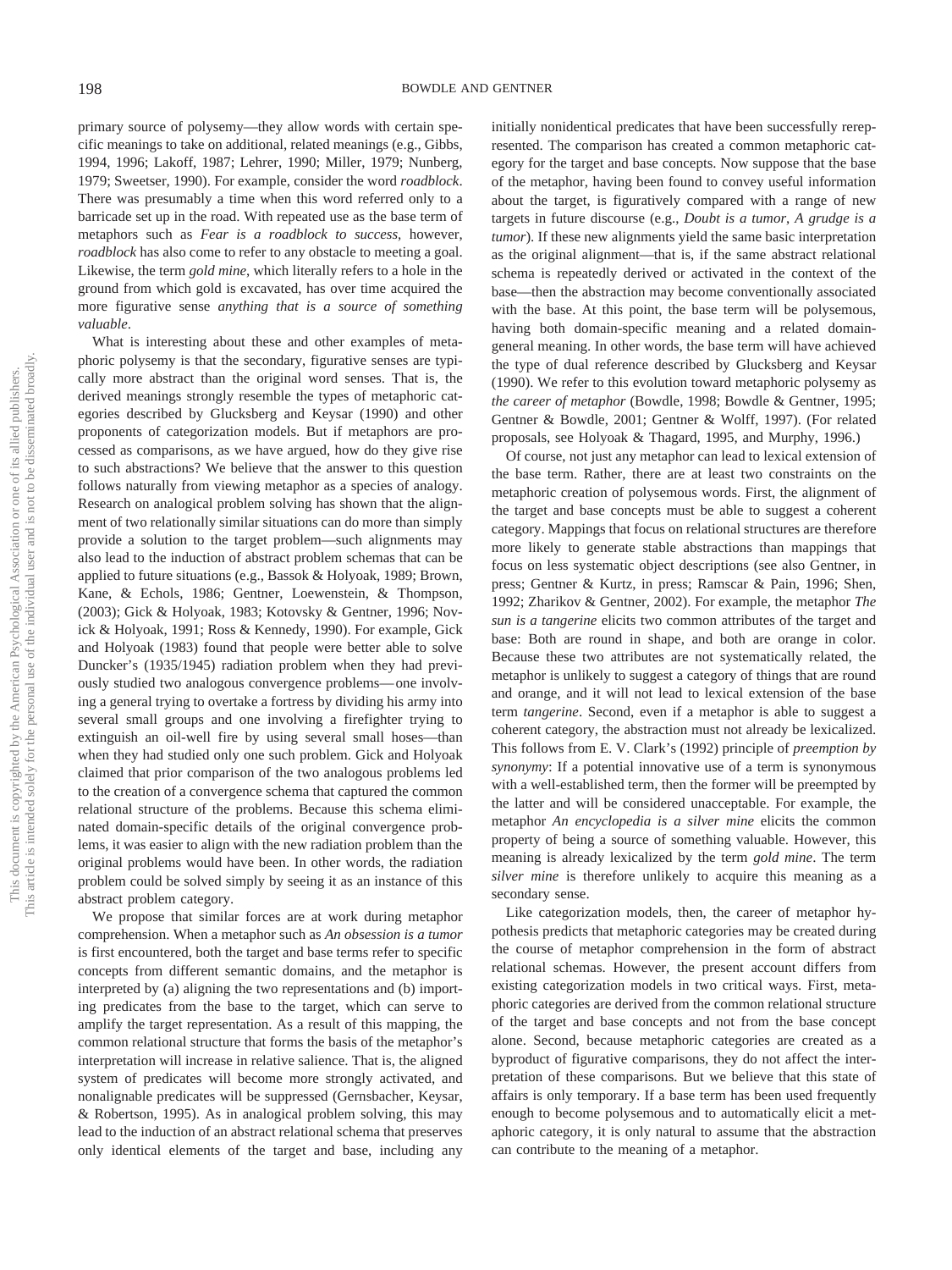primary source of polysemy—they allow words with certain specific meanings to take on additional, related meanings (e.g., Gibbs, 1994, 1996; Lakoff, 1987; Lehrer, 1990; Miller, 1979; Nunberg, 1979; Sweetser, 1990). For example, consider the word *roadblock*. There was presumably a time when this word referred only to a barricade set up in the road. With repeated use as the base term of metaphors such as *Fear is a roadblock to success*, however, *roadblock* has also come to refer to any obstacle to meeting a goal. Likewise, the term *gold mine*, which literally refers to a hole in the ground from which gold is excavated, has over time acquired the more figurative sense *anything that is a source of something valuable*.

What is interesting about these and other examples of metaphoric polysemy is that the secondary, figurative senses are typically more abstract than the original word senses. That is, the derived meanings strongly resemble the types of metaphoric categories described by Glucksberg and Keysar (1990) and other proponents of categorization models. But if metaphors are processed as comparisons, as we have argued, how do they give rise to such abstractions? We believe that the answer to this question follows naturally from viewing metaphor as a species of analogy. Research on analogical problem solving has shown that the alignment of two relationally similar situations can do more than simply provide a solution to the target problem—such alignments may also lead to the induction of abstract problem schemas that can be applied to future situations (e.g., Bassok & Holyoak, 1989; Brown, Kane, & Echols, 1986; Gentner, Loewenstein, & Thompson, (2003); Gick & Holyoak, 1983; Kotovsky & Gentner, 1996; Novick & Holyoak, 1991; Ross & Kennedy, 1990). For example, Gick and Holyoak (1983) found that people were better able to solve Duncker's (1935/1945) radiation problem when they had previously studied two analogous convergence problems—one involving a general trying to overtake a fortress by dividing his army into several small groups and one involving a firefighter trying to extinguish an oil-well fire by using several small hoses—than when they had studied only one such problem. Gick and Holyoak claimed that prior comparison of the two analogous problems led to the creation of a convergence schema that captured the common relational structure of the problems. Because this schema eliminated domain-specific details of the original convergence problems, it was easier to align with the new radiation problem than the original problems would have been. In other words, the radiation problem could be solved simply by seeing it as an instance of this abstract problem category.

We propose that similar forces are at work during metaphor comprehension. When a metaphor such as *An obsession is a tumor* is first encountered, both the target and base terms refer to specific concepts from different semantic domains, and the metaphor is interpreted by (a) aligning the two representations and (b) importing predicates from the base to the target, which can serve to amplify the target representation. As a result of this mapping, the common relational structure that forms the basis of the metaphor's interpretation will increase in relative salience. That is, the aligned system of predicates will become more strongly activated, and nonalignable predicates will be suppressed (Gernsbacher, Keysar, & Robertson, 1995). As in analogical problem solving, this may lead to the induction of an abstract relational schema that preserves only identical elements of the target and base, including any initially nonidentical predicates that have been successfully rerepresented. The comparison has created a common metaphoric category for the target and base concepts. Now suppose that the base of the metaphor, having been found to convey useful information about the target, is figuratively compared with a range of new targets in future discourse (e.g., *Doubt is a tumor*, *A grudge is a tumor*). If these new alignments yield the same basic interpretation as the original alignment—that is, if the same abstract relational schema is repeatedly derived or activated in the context of the base—then the abstraction may become conventionally associated with the base. At this point, the base term will be polysemous, having both domain-specific meaning and a related domain-general meaning. In other words, the base term will have achieved the type of dual reference described by Glucksberg and Keysar (1990). We refer to this evolution toward metaphoric polysemy as *the career of metaphor* (Bowdle, 1998; Bowdle & Gentner, 1995; Gentner & Bowdle, 2001; Gentner & Wolff, 1997). (For related proposals, see Holyoak & Thagard, 1995, and Murphy, 1996.)

Of course, not just any metaphor can lead to lexical extension of the base term. Rather, there are at least two constraints on the metaphoric creation of polysemous words. First, the alignment of the target and base concepts must be able to suggest a coherent category. Mappings that focus on relational structures are therefore more likely to generate stable abstractions than mappings that focus on less systematic object descriptions (see also Gentner, in press; Gentner & Kurtz, in press; Ramscar & Pain, 1996; Shen, 1992; Zharikov & Gentner, 2002). For example, the metaphor *The sun is a tangerine* elicits two common attributes of the target and base: Both are round in shape, and both are orange in color. Because these two attributes are not systematically related, the metaphor is unlikely to suggest a category of things that are round and orange, and it will not lead to lexical extension of the base term *tangerine*. Second, even if a metaphor is able to suggest a coherent category, the abstraction must not already be lexicalized. This follows from E. V. Clark's (1992) principle of *preemption by synonymy*: If a potential innovative use of a term is synonymous with a well-established term, then the former will be preempted by the latter and will be considered unacceptable. For example, the metaphor *An encyclopedia is a silver mine* elicits the common property of being a source of something valuable. However, this meaning is already lexicalized by the term *gold mine*. The term *silver mine* is therefore unlikely to acquire this meaning as a secondary sense.

Like categorization models, then, the career of metaphor hypothesis predicts that metaphoric categories may be created during the course of metaphor comprehension in the form of abstract relational schemas. However, the present account differs from existing categorization models in two critical ways. First, metaphoric categories are derived from the common relational structure of the target and base concepts and not from the base concept alone. Second, because metaphoric categories are created as a byproduct of figurative comparisons, they do not affect the interpretation of these comparisons. But we believe that this state of affairs is only temporary. If a base term has been used frequently enough to become polysemous and to automatically elicit a metaphoric category, it is only natural to assume that the abstraction can contribute to the meaning of a metaphor.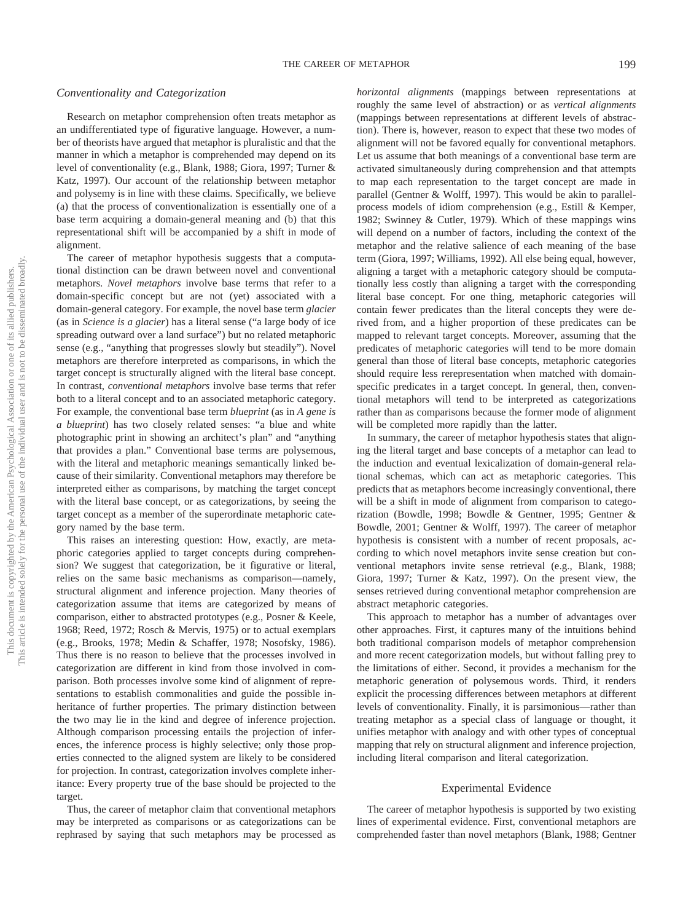### Conventionality and Categorization

Research on metaphor comprehension often treats metaphor as an undifferentiated type of figurative language. However, a number of theorists have argued that metaphor is pluralistic and that the manner in which a metaphor is comprehended may depend on its level of conventionality (e.g., Blank, 1988; Giora, 1997; Turner & Katz, 1997). Our account of the relationship between metaphor and polysemy is in line with these claims. Specifically, we believe (a) that the process of conventionalization is essentially one of a base term acquiring a domain-general meaning and (b) that this representational shift will be accompanied by a shift in mode of alignment.

The career of metaphor hypothesis suggests that a computational distinction can be drawn between novel and conventional metaphors. *Novel metaphors* involve base terms that refer to a domain-specific concept but are not (yet) associated with a domain-general category. For example, the novel base term *glacier* (as in *Science is a glacier*) has a literal sense ("a large body of ice spreading outward over a land surface") but no related metaphoric sense (e.g., "anything that progresses slowly but steadily"). Novel metaphors are therefore interpreted as comparisons, in which the target concept is structurally aligned with the literal base concept. In contrast, *conventional metaphors* involve base terms that refer both to a literal concept and to an associated metaphoric category. For example, the conventional base term *blueprint* (as in *A gene is a blueprint*) has two closely related senses: "a blue and white photographic print in showing an architect's plan" and "anything that provides a plan." Conventional base terms are polysemous, with the literal and metaphoric meanings semantically linked because of their similarity. Conventional metaphors may therefore be interpreted either as comparisons, by matching the target concept with the literal base concept, or as categorizations, by seeing the target concept as a member of the superordinate metaphoric category named by the base term.

This raises an interesting question: How, exactly, are metaphoric categories applied to target concepts during comprehension? We suggest that categorization, be it figurative or literal, relies on the same basic mechanisms as comparison—namely, structural alignment and inference projection. Many theories of categorization assume that items are categorized by means of comparison, either to abstracted prototypes (e.g., Posner & Keele, 1968; Reed, 1972; Rosch & Mervis, 1975) or to actual exemplars (e.g., Brooks, 1978; Medin & Schaffer, 1978; Nosofsky, 1986). Thus there is no reason to believe that the processes involved in categorization are different in kind from those involved in comparison. Both processes involve some kind of alignment of representations to establish commonalities and guide the possible inheritance of further properties. The primary distinction between the two may lie in the kind and degree of inference projection. Although comparison processing entails the projection of inferences, the inference process is highly selective; only those properties connected to the aligned system are likely to be considered for projection. In contrast, categorization involves complete inheritance: Every property true of the base should be projected to the target.

Thus, the career of metaphor claim that conventional metaphors may be interpreted as comparisons or as categorizations can be rephrased by saying that such metaphors may be processed as *horizontal alignments* (mappings between representations at roughly the same level of abstraction) or as *vertical alignments* (mappings between representations at different levels of abstraction). There is, however, reason to expect that these two modes of alignment will not be favored equally for conventional metaphors. Let us assume that both meanings of a conventional base term are activated simultaneously during comprehension and that attempts to map each representation to the target concept are made in parallel (Gentner & Wolff, 1997). This would be akin to parallel-process models of idiom comprehension (e.g., Estill & Kemper, 1982; Swinney & Cutler, 1979). Which of these mappings wins will depend on a number of factors, including the context of the metaphor and the relative salience of each meaning of the base term (Giora, 1997; Williams, 1992). All else being equal, however, aligning a target with a metaphoric category should be computationally less costly than aligning a target with the corresponding literal base concept. For one thing, metaphoric categories will contain fewer predicates than the literal concepts they were derived from, and a higher proportion of these predicates can be mapped to relevant target concepts. Moreover, assuming that the predicates of metaphoric categories will tend to be more domain general than those of literal base concepts, metaphoric categories should require less rerepresentation when matched with domain-specific predicates in a target concept. In general, then, conventional metaphors will tend to be interpreted as categorizations rather than as comparisons because the former mode of alignment will be completed more rapidly than the latter.

In summary, the career of metaphor hypothesis states that aligning the literal target and base concepts of a metaphor can lead to the induction and eventual lexicalization of domain-general relational schemas, which can act as metaphoric categories. This predicts that as metaphors become increasingly conventional, there will be a shift in mode of alignment from comparison to categorization (Bowdle, 1998; Bowdle & Gentner, 1995; Gentner & Bowdle, 2001; Gentner & Wolff, 1997). The career of metaphor hypothesis is consistent with a number of recent proposals, according to which novel metaphors invite sense creation but conventional metaphors invite sense retrieval (e.g., Blank, 1988; Giora, 1997; Turner & Katz, 1997). On the present view, the senses retrieved during conventional metaphor comprehension are abstract metaphoric categories.

This approach to metaphor has a number of advantages over other approaches. First, it captures many of the intuitions behind both traditional comparison models of metaphor comprehension and more recent categorization models, but without falling prey to the limitations of either. Second, it provides a mechanism for the metaphoric generation of polysemous words. Third, it renders explicit the processing differences between metaphors at different levels of conventionality. Finally, it is parsimonious—rather than treating metaphor as a special class of language or thought, it unifies metaphor with analogy and with other types of conceptual mapping that rely on structural alignment and inference projection, including literal comparison and literal categorization.

## Experimental Evidence

The career of metaphor hypothesis is supported by two existing lines of experimental evidence. First, conventional metaphors are comprehended faster than novel metaphors (Blank, 1988; Gentner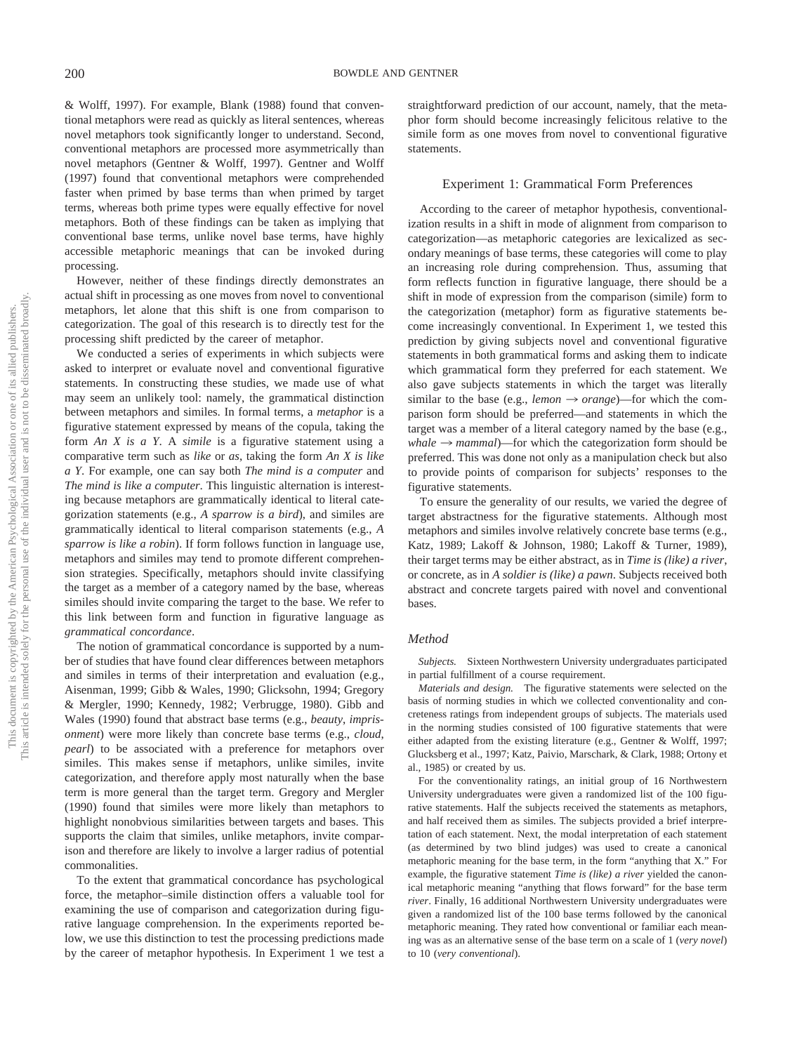& Wolff, 1997). For example, Blank (1988) found that conventional metaphors were read as quickly as literal sentences, whereas novel metaphors took significantly longer to understand. Second, conventional metaphors are processed more asymmetrically than novel metaphors (Gentner & Wolff, 1997). Gentner and Wolff (1997) found that conventional metaphors were comprehended faster when primed by base terms than when primed by target terms, whereas both prime types were equally effective for novel metaphors. Both of these findings can be taken as implying that conventional base terms, unlike novel base terms, have highly accessible metaphoric meanings that can be invoked during processing.

However, neither of these findings directly demonstrates an actual shift in processing as one moves from novel to conventional metaphors, let alone that this shift is one from comparison to categorization. The goal of this research is to directly test for the processing shift predicted by the career of metaphor.

We conducted a series of experiments in which subjects were asked to interpret or evaluate novel and conventional figurative statements. In constructing these studies, we made use of what may seem an unlikely tool: namely, the grammatical distinction between metaphors and similes. In formal terms, a *metaphor* is a figurative statement expressed by means of the copula, taking the form *An X is a Y*. A *simile* is a figurative statement using a comparative term such as *like* or *as*, taking the form *An X is like a Y*. For example, one can say both *The mind is a computer* and *The mind is like a computer*. This linguistic alternation is interesting because metaphors are grammatically identical to literal categorization statements (e.g., *A sparrow is a bird*), and similes are grammatically identical to literal comparison statements (e.g., *A sparrow is like a robin*). If form follows function in language use, metaphors and similes may tend to promote different comprehension strategies. Specifically, metaphors should invite classifying the target as a member of a category named by the base, whereas similes should invite comparing the target to the base. We refer to this link between form and function in figurative language as *grammatical concordance*.

The notion of grammatical concordance is supported by a number of studies that have found clear differences between metaphors and similes in terms of their interpretation and evaluation (e.g., Aisenman, 1999; Gibb & Wales, 1990; Glicksohn, 1994; Gregory & Mergler, 1990; Kennedy, 1982; Verbrugge, 1980). Gibb and Wales (1990) found that abstract base terms (e.g., *beauty*, *imprisonment*) were more likely than concrete base terms (e.g., *cloud*, *pearl*) to be associated with a preference for metaphors over similes. This makes sense if metaphors, unlike similes, invite categorization, and therefore apply most naturally when the base term is more general than the target term. Gregory and Mergler (1990) found that similes were more likely than metaphors to highlight nonobvious similarities between targets and bases. This supports the claim that similes, unlike metaphors, invite comparison and therefore are likely to involve a larger radius of potential commonalities.

To the extent that grammatical concordance has psychological force, the metaphor–simile distinction offers a valuable tool for examining the use of comparison and categorization during figurative language comprehension. In the experiments reported below, we use this distinction to test the processing predictions made by the career of metaphor hypothesis. In Experiment 1 we test a straightforward prediction of our account, namely, that the metaphor form should become increasingly felicitous relative to the simile form as one moves from novel to conventional figurative statements.

## Experiment 1: Grammatical Form Preferences

According to the career of metaphor hypothesis, conventionalization results in a shift in mode of alignment from comparison to categorization—as metaphoric categories are lexicalized as secondary meanings of base terms, these categories will come to play an increasing role during comprehension. Thus, assuming that form reflects function in figurative language, there should be a shift in mode of expression from the comparison (simile) form to the categorization (metaphor) form as figurative statements become increasingly conventional. In Experiment 1, we tested this prediction by giving subjects novel and conventional figurative statements in both grammatical forms and asking them to indicate which grammatical form they preferred for each statement. We also gave subjects statements in which the target was literally similar to the base (e.g., *lemon* → *orange*)—for which the comparison form should be preferred—and statements in which the target was a member of a literal category named by the base (e.g., *whale* → *mammal*)—for which the categorization form should be preferred. This was done not only as a manipulation check but also to provide points of comparison for subjects' responses to the figurative statements.

To ensure the generality of our results, we varied the degree of target abstractness for the figurative statements. Although most metaphors and similes involve relatively concrete base terms (e.g., Katz, 1989; Lakoff & Johnson, 1980; Lakoff & Turner, 1989), their target terms may be either abstract, as in *Time is (like) a river*, or concrete, as in *A soldier is (like) a pawn*. Subjects received both abstract and concrete targets paired with novel and conventional bases.

### Method

*Subjects.* Sixteen Northwestern University undergraduates participated in partial fulfillment of a course requirement.

*Materials and design.* The figurative statements were selected on the basis of norming studies in which we collected conventionality and concreteness ratings from independent groups of subjects. The materials used in the norming studies consisted of 100 figurative statements that were either adapted from the existing literature (e.g., Gentner & Wolff, 1997; Glucksberg et al., 1997; Katz, Paivio, Marschark, & Clark, 1988; Ortony et al., 1985) or created by us.

For the conventionality ratings, an initial group of 16 Northwestern University undergraduates were given a randomized list of the 100 figurative statements. Half the subjects received the statements as metaphors, and half received them as similes. The subjects provided a brief interpretation of each statement. Next, the modal interpretation of each statement (as determined by two blind judges) was used to create a canonical metaphoric meaning for the base term, in the form "anything that X." For example, the figurative statement *Time is (like) a river* yielded the canonical metaphoric meaning "anything that flows forward" for the base term *river*. Finally, 16 additional Northwestern University undergraduates were given a randomized list of the 100 base terms followed by the canonical metaphoric meaning. They rated how conventional or familiar each meaning was as an alternative sense of the base term on a scale of 1 (*very novel*) to 10 (*very conventional*).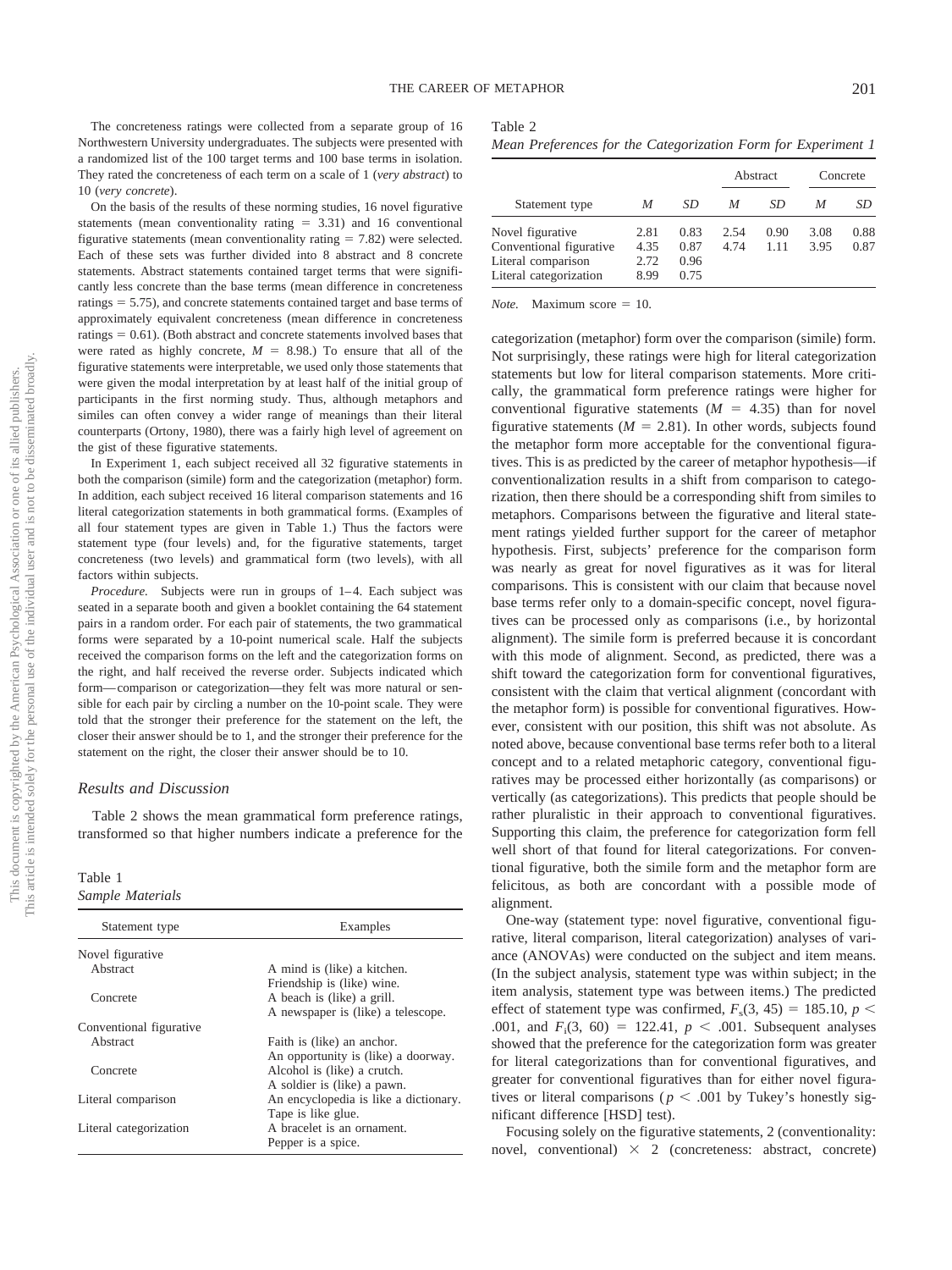The concreteness ratings were collected from a separate group of 16 Northwestern University undergraduates. The subjects were presented with a randomized list of the 100 target terms and 100 base terms in isolation. They rated the concreteness of each term on a scale of 1 (*very abstract*) to 10 (*very concrete*).

On the basis of the results of these norming studies, 16 novel figurative statements (mean conventionality rating = 3.31) and 16 conventional figurative statements (mean conventionality rating = 7.82) were selected. Each of these sets was further divided into 8 abstract and 8 concrete statements. Abstract statements contained target terms that were significantly less concrete than the base terms (mean difference in concreteness ratings = 5.75), and concrete statements contained target and base terms of approximately equivalent concreteness (mean difference in concreteness ratings = 0.61). (Both abstract and concrete statements involved bases that were rated as highly concrete, $M = 8.98$.) To ensure that all of the figurative statements were interpretable, we used only those statements that were given the modal interpretation by at least half of the initial group of participants in the first norming study. Thus, although metaphors and similes can often convey a wider range of meanings than their literal counterparts (Ortony, 1980), there was a fairly high level of agreement on the gist of these figurative statements.

In Experiment 1, each subject received all 32 figurative statements in both the comparison (simile) form and the categorization (metaphor) form. In addition, each subject received 16 literal comparison statements and 16 literal categorization statements in both grammatical forms. (Examples of all four statement types are given in Table 1.) Thus the factors were statement type (four levels) and, for the figurative statements, target concreteness (two levels) and grammatical form (two levels), with all factors within subjects.

*Procedure.* Subjects were run in groups of 1–4. Each subject was seated in a separate booth and given a booklet containing the 64 statement pairs in a random order. For each pair of statements, the two grammatical forms were separated by a 10-point numerical scale. Half the subjects received the comparison forms on the left and the categorization forms on the right, and half received the reverse order. Subjects indicated which form—comparison or categorization—they felt was more natural or sensible for each pair by circling a number on the 10-point scale. They were told that the stronger their preference for the statement on the left, the closer their answer should be to 1, and the stronger their preference for the statement on the right, the closer their answer should be to 10.

### Results and Discussion

Table 2 shows the mean grammatical form preference ratings, transformed so that higher numbers indicate a preference for the categorization (metaphor) form over the comparison (simile) form. Not surprisingly, these ratings were high for literal categorization statements but low for literal comparison statements. More critically, the grammatical form preference ratings were higher for conventional figurative statements ($M = 4.35$) than for novel figurative statements ($M = 2.81$). In other words, subjects found the metaphor form more acceptable for the conventional figuratives. This is as predicted by the career of metaphor hypothesis—if conventionalization results in a shift from comparison to categorization, then there should be a corresponding shift from similes to metaphors. Comparisons between the figurative and literal statement ratings yielded further support for the career of metaphor hypothesis. First, subjects' preference for the comparison form was nearly as great for novel figuratives as it was for literal comparisons. This is consistent with our claim that because novel base terms refer only to a domain-specific concept, novel figuratives can be processed only as comparisons (i.e., by horizontal alignment). The simile form is preferred because it is concordant with this mode of alignment. Second, as predicted, there was a shift toward the categorization form for conventional figuratives, consistent with the claim that vertical alignment (concordant with the metaphor form) is possible for conventional figuratives. However, consistent with our position, this shift was not absolute. As noted above, because conventional base terms refer both to a literal concept and to a related metaphoric category, conventional figuratives may be processed either horizontally (as comparisons) or vertically (as categorizations). This predicts that people should be rather pluralistic in their approach to conventional figuratives. Supporting this claim, the preference for categorization form fell well short of that found for literal categorizations. For conventional figurative, both the simile form and the metaphor form are felicitous, as both are concordant with a possible mode of alignment.

One-way (statement type: novel figurative, conventional figurative, literal comparison, literal categorization) analyses of variance (ANOVAs) were conducted on the subject and item means. (In the subject analysis, statement type was within subject; in the item analysis, statement type was between items.) The predicted effect of statement type was confirmed, $F_s(3, 45) = 185.10$, $p < .001$, and $F_i(3, 60) = 122.41$, $p < .001$. Subsequent analyses showed that the preference for the categorization form was greater for literal categorizations than for conventional figuratives, and greater for conventional figuratives than for either novel figuratives or literal comparisons ($p < .001$ by Tukey's honestly significant difference [HSD] test).

Focusing solely on the figurative statements, 2 (conventionality: novel, conventional) × 2 (concreteness: abstract, concrete)

Table 1
*Sample Materials*

| Statement type | Examples |
|---|---|
| Novel figurative | |
| Abstract | A mind is (like) a kitchen. |
| | Friendship is (like) wine. |
| Concrete | A beach is (like) a grill. |
| | A newspaper is (like) a telescope. |
| Conventional figurative | |
| Abstract | Faith is (like) an anchor. |
| | An opportunity is (like) a doorway. |
| Concrete | Alcohol is (like) a crutch. |
| | A soldier is (like) a pawn. |
| Literal comparison | An encyclopedia is like a dictionary. |
| | Tape is like glue. |
| Literal categorization | A bracelet is an ornament. |
| | Pepper is a spice. |

Table 2
*Mean Preferences for the Categorization Form for Experiment 1*

| | | | Abstract | | Concrete | |
|---|---|---|---|---|---|---|
| Statement type | *M* | *SD* | *M* | *SD* | *M* | *SD* |
| Novel figurative | 2.81 | 0.83 | 2.54 | 0.90 | 3.08 | 0.88 |
| Conventional figurative | 4.35 | 0.87 | 4.74 | 1.11 | 3.95 | 0.87 |
| Literal comparison | 2.72 | 0.96 | | | | |
| Literal categorization | 8.99 | 0.75 | | | | |

*Note.* Maximum score = 10.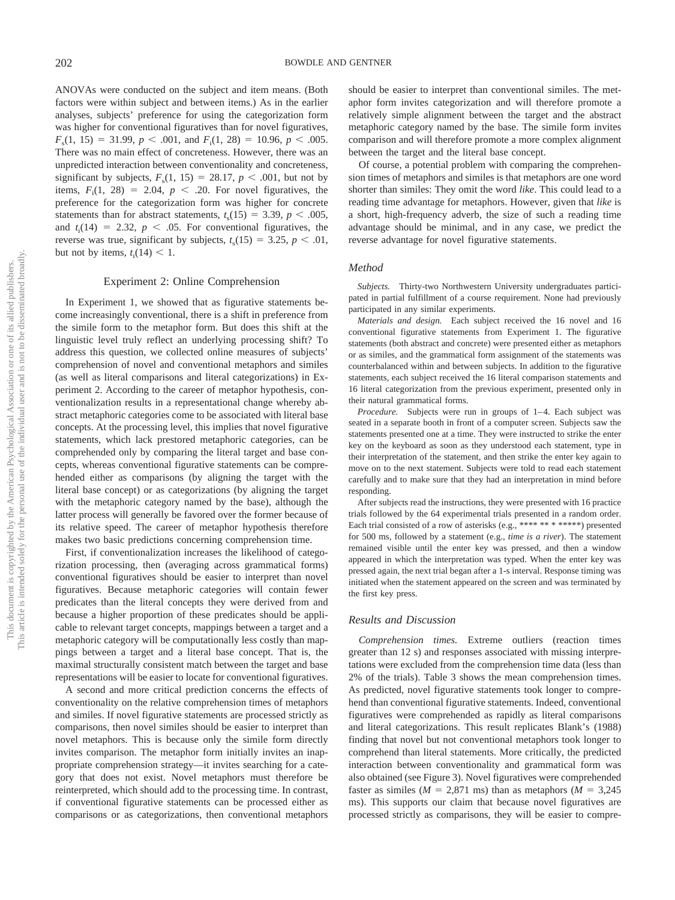ANOVAs were conducted on the subject and item means. (Both factors were within subject and between items.) As in the earlier analyses, subjects' preference for using the categorization form was higher for conventional figuratives than for novel figuratives, $F_s(1, 15) = 31.99$, $p < .001$, and $F_i(1, 28) = 10.96$, $p < .005$. There was no main effect of concreteness. However, there was an unpredicted interaction between conventionality and concreteness, significant by subjects, $F_s(1, 15) = 28.17$, $p < .001$, but not by items, $F_i(1, 28) = 2.04$, $p < .20$. For novel figuratives, the preference for the categorization form was higher for concrete statements than for abstract statements, $t_s(15) = 3.39$, $p < .005$, and $t_i(14) = 2.32$, $p < .05$. For conventional figuratives, the reverse was true, significant by subjects, $t_s(15) = 3.25$, $p < .01$, but not by items, $t_i(14) < 1$.

## Experiment 2: Online Comprehension

In Experiment 1, we showed that as figurative statements become increasingly conventional, there is a shift in preference from the simile form to the metaphor form. But does this shift at the linguistic level truly reflect an underlying processing shift? To address this question, we collected online measures of subjects' comprehension of novel and conventional metaphors and similes (as well as literal comparisons and literal categorizations) in Experiment 2. According to the career of metaphor hypothesis, conventionalization results in a representational change whereby abstract metaphoric categories come to be associated with literal base concepts. At the processing level, this implies that novel figurative statements, which lack prestored metaphoric categories, can be comprehended only by comparing the literal target and base concepts, whereas conventional figurative statements can be comprehended either as comparisons (by aligning the target with the literal base concept) or as categorizations (by aligning the target with the metaphoric category named by the base), although the latter process will generally be favored over the former because of its relative speed. The career of metaphor hypothesis therefore makes two basic predictions concerning comprehension time.

First, if conventionalization increases the likelihood of categorization processing, then (averaging across grammatical forms) conventional figuratives should be easier to interpret than novel figuratives. Because metaphoric categories will contain fewer predicates than the literal concepts they were derived from and because a higher proportion of these predicates should be applicable to relevant target concepts, mappings between a target and a metaphoric category will be computationally less costly than mappings between a target and a literal base concept. That is, the maximal structurally consistent match between the target and base representations will be easier to locate for conventional figuratives.

A second and more critical prediction concerns the effects of conventionality on the relative comprehension times of metaphors and similes. If novel figurative statements are processed strictly as comparisons, then novel similes should be easier to interpret than novel metaphors. This is because only the simile form directly invites comparison. The metaphor form initially invites an inappropriate comprehension strategy—it invites searching for a category that does not exist. Novel metaphors must therefore be reinterpreted, which should add to the processing time. In contrast, if conventional figurative statements can be processed either as comparisons or as categorizations, then conventional metaphors should be easier to interpret than conventional similes. The metaphor form invites categorization and will therefore promote a relatively simple alignment between the target and the abstract metaphoric category named by the base. The simile form invites comparison and will therefore promote a more complex alignment between the target and the literal base concept.

Of course, a potential problem with comparing the comprehension times of metaphors and similes is that metaphors are one word shorter than similes: They omit the word *like*. This could lead to a reading time advantage for metaphors. However, given that *like* is a short, high-frequency adverb, the size of such a reading time advantage should be minimal, and in any case, we predict the reverse advantage for novel figurative statements.

### Method

*Subjects.* Thirty-two Northwestern University undergraduates participated in partial fulfillment of a course requirement. None had previously participated in any similar experiments.

*Materials and design.* Each subject received the 16 novel and 16 conventional figurative statements from Experiment 1. The figurative statements (both abstract and concrete) were presented either as metaphors or as similes, and the grammatical form assignment of the statements was counterbalanced within and between subjects. In addition to the figurative statements, each subject received the 16 literal comparison statements and 16 literal categorization from the previous experiment, presented only in their natural grammatical forms.

*Procedure.* Subjects were run in groups of 1–4. Each subject was seated in a separate booth in front of a computer screen. Subjects saw the statements presented one at a time. They were instructed to strike the enter key on the keyboard as soon as they understood each statement, type in their interpretation of the statement, and then strike the enter key again to move on to the next statement. Subjects were told to read each statement carefully and to make sure that they had an interpretation in mind before responding.

After subjects read the instructions, they were presented with 16 practice trials followed by the 64 experimental trials presented in a random order. Each trial consisted of a row of asterisks (e.g., **** ** * *****) presented for 500 ms, followed by a statement (e.g., *time is a river*). The statement remained visible until the enter key was pressed, and then a window appeared in which the interpretation was typed. When the enter key was pressed again, the next trial began after a 1-s interval. Response timing was initiated when the statement appeared on the screen and was terminated by the first key press.

### Results and Discussion

*Comprehension times.* Extreme outliers (reaction times greater than 12 s) and responses associated with missing interpretations were excluded from the comprehension time data (less than 2% of the trials). Table 3 shows the mean comprehension times. As predicted, novel figurative statements took longer to comprehend than conventional figurative statements. Indeed, conventional figuratives were comprehended as rapidly as literal comparisons and literal categorizations. This result replicates Blank's (1988) finding that novel but not conventional metaphors took longer to comprehend than literal statements. More critically, the predicted interaction between conventionality and grammatical form was also obtained (see Figure 3). Novel figuratives were comprehended faster as similes ($M = 2{,}871$ ms) than as metaphors ($M = 3{,}245$ ms). This supports our claim that because novel figuratives are processed strictly as comparisons, they will be easier to compre-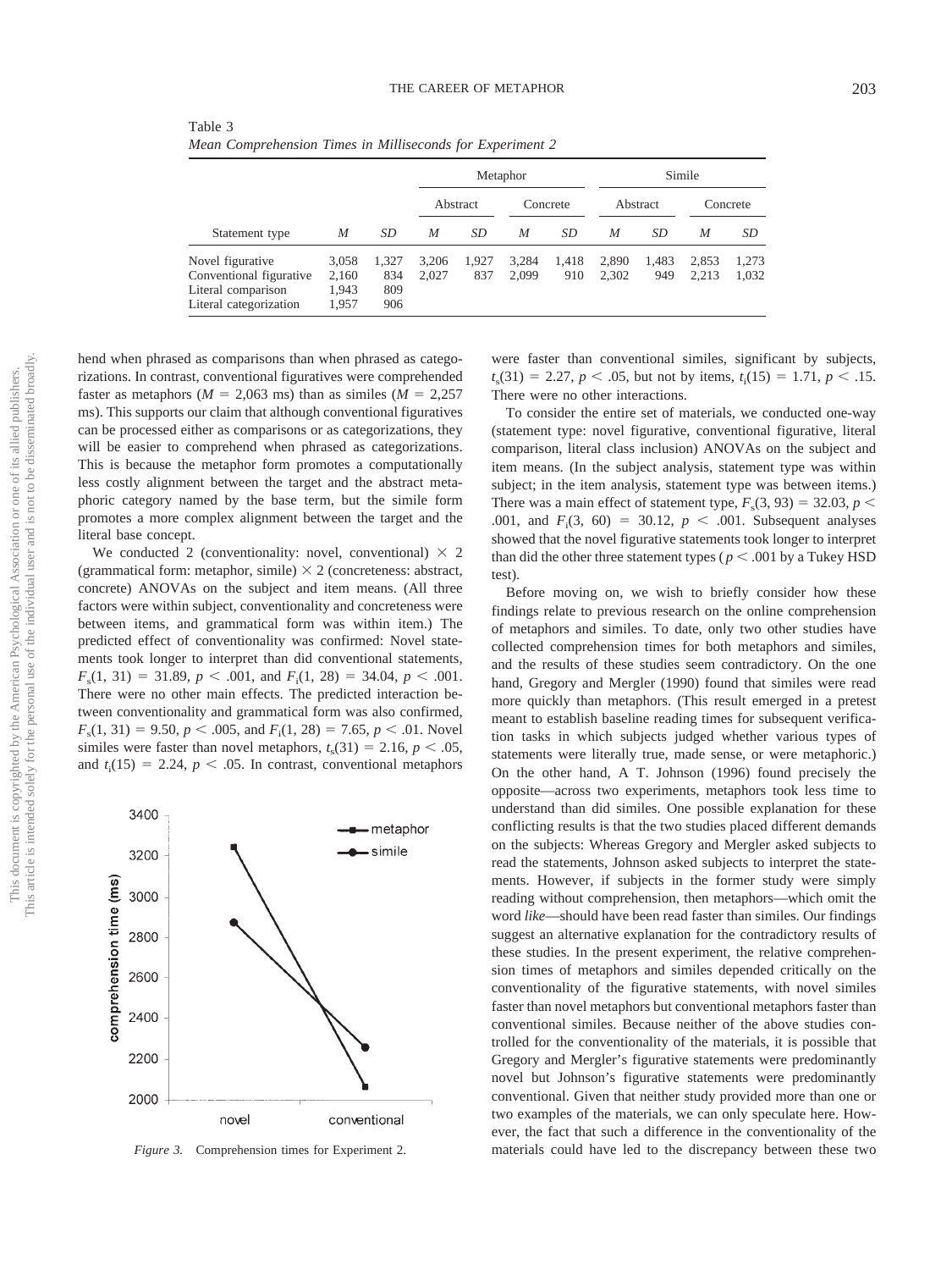Table 3
*Mean Comprehension Times in Milliseconds for Experiment 2*

| Statement type | *M* | *SD* | Metaphor | | | | Simile | | | |
|---|---|---|---|---|---|---|---|---|---|---|
| | | | Abstract | | Concrete | | Abstract | | Concrete | |
| | | | *M* | *SD* | *M* | *SD* | *M* | *SD* | *M* | *SD* |
| Novel figurative | 3,058 | 1,327 | 3,206 | 1,927 | 3,284 | 1,418 | 2,890 | 1,483 | 2,853 | 1,273 |
| Conventional figurative | 2,160 | 834 | 2,027 | 837 | 2,099 | 910 | 2,302 | 949 | 2,213 | 1,032 |
| Literal comparison | 1,943 | 809 | | | | | | | | |
| Literal categorization | 1,957 | 906 | | | | | | | | |

hend when phrased as comparisons than when phrased as categorizations. In contrast, conventional figuratives were comprehended faster as metaphors ($M$ = 2,063 ms) than as similes ($M$ = 2,257 ms). This supports our claim that although conventional figuratives can be processed either as comparisons or as categorizations, they will be easier to comprehend when phrased as categorizations. This is because the metaphor form promotes a computationally less costly alignment between the target and the abstract metaphoric category named by the base term, but the simile form promotes a more complex alignment between the target and the literal base concept.

We conducted 2 (conventionality: novel, conventional) × 2 (grammatical form: metaphor, simile) × 2 (concreteness: abstract, concrete) ANOVAs on the subject and item means. (All three factors were within subject, conventionality and concreteness were between items, and grammatical form was within item.) The predicted effect of conventionality was confirmed: Novel statements took longer to interpret than did conventional statements, $F_s(1, 31) = 31.89$, $p < .001$, and $F_i(1, 28) = 34.04$, $p < .001$. There were no other main effects. The predicted interaction between conventionality and grammatical form was also confirmed, $F_s(1, 31) = 9.50$, $p < .005$, and $F_i(1, 28) = 7.65$, $p < .01$. Novel similes were faster than novel metaphors, $t_s(31) = 2.16$, $p < .05$, and $t_i(15) = 2.24$, $p < .05$. In contrast, conventional metaphors were faster than conventional similes, significant by subjects, $t_s(31) = 2.27$, $p < .05$, but not by items, $t_i(15) = 1.71$, $p < .15$. There were no other interactions.

*Figure 3.* Comprehension times for Experiment 2.

To consider the entire set of materials, we conducted one-way (statement type: novel figurative, conventional figurative, literal comparison, literal class inclusion) ANOVAs on the subject and item means. (In the subject analysis, statement type was within subject; in the item analysis, statement type was between items.) There was a main effect of statement type, $F_s(3, 93) = 32.03$, $p < .001$, and $F_i(3, 60) = 30.12$, $p < .001$. Subsequent analyses showed that the novel figurative statements took longer to interpret than did the other three statement types ($p < .001$ by a Tukey HSD test).

Before moving on, we wish to briefly consider how these findings relate to previous research on the online comprehension of metaphors and similes. To date, only two other studies have collected comprehension times for both metaphors and similes, and the results of these studies seem contradictory. On the one hand, Gregory and Mergler (1990) found that similes were read more quickly than metaphors. (This result emerged in a pretest meant to establish baseline reading times for subsequent verification tasks in which subjects judged whether various types of statements were literally true, made sense, or were metaphoric.) On the other hand, A T. Johnson (1996) found precisely the opposite—across two experiments, metaphors took less time to understand than did similes. One possible explanation for these conflicting results is that the two studies placed different demands on the subjects: Whereas Gregory and Mergler asked subjects to read the statements, Johnson asked subjects to interpret the statements. However, if subjects in the former study were simply reading without comprehension, then metaphors—which omit the word *like*—should have been read faster than similes. Our findings suggest an alternative explanation for the contradictory results of these studies. In the present experiment, the relative comprehension times of metaphors and similes depended critically on the conventionality of the figurative statements, with novel similes faster than novel metaphors but conventional metaphors faster than conventional similes. Because neither of the above studies controlled for the conventionality of the materials, it is possible that Gregory and Mergler's figurative statements were predominantly novel but Johnson's figurative statements were predominantly conventional. Given that neither study provided more than one or two examples of the materials, we can only speculate here. However, the fact that such a difference in the conventionality of the materials could have led to the discrepancy between these two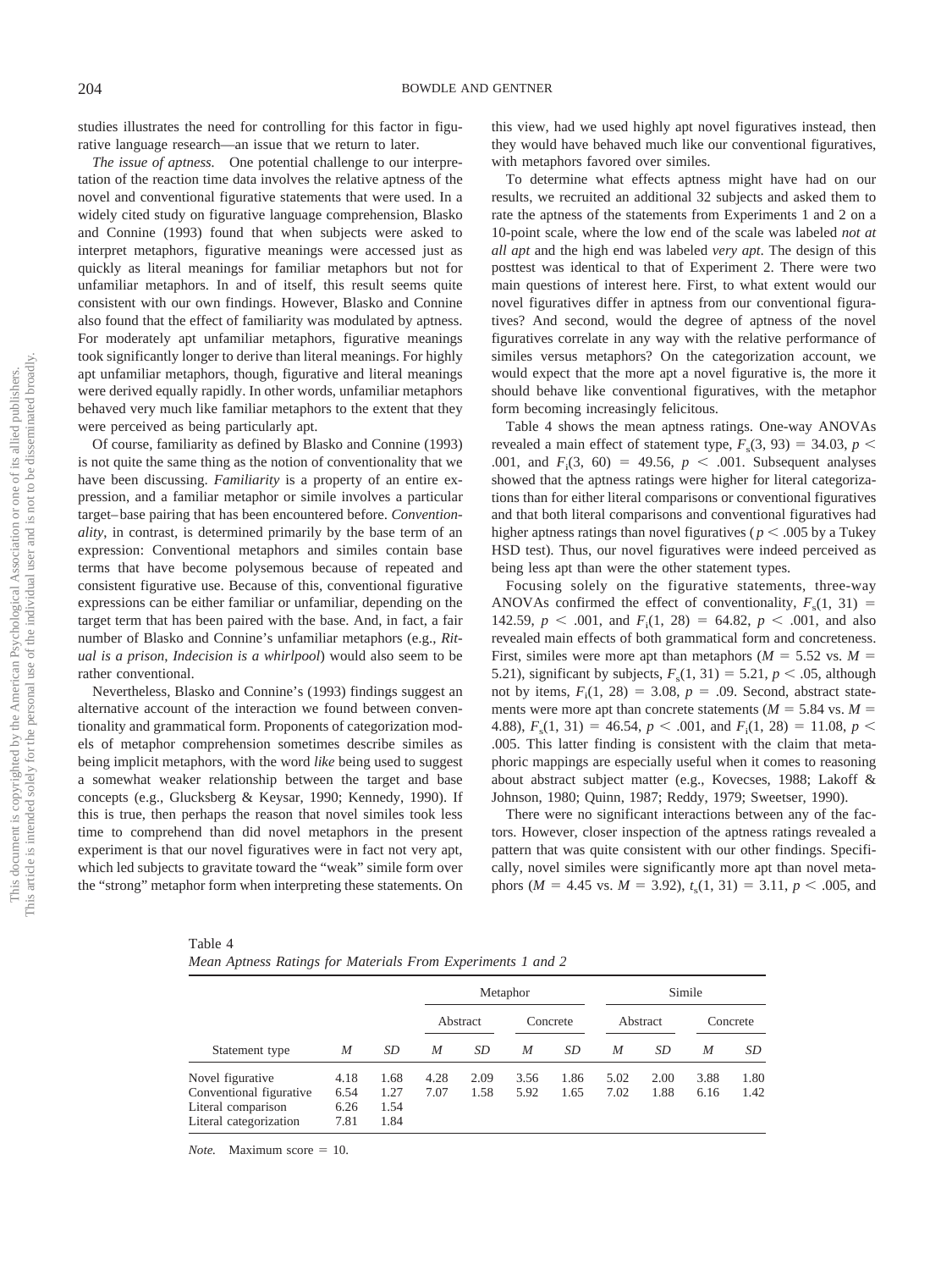studies illustrates the need for controlling for this factor in figurative language research—an issue that we return to later.

*The issue of aptness.* One potential challenge to our interpretation of the reaction time data involves the relative aptness of the novel and conventional figurative statements that were used. In a widely cited study on figurative language comprehension, Blasko and Connine (1993) found that when subjects were asked to interpret metaphors, figurative meanings were accessed just as quickly as literal meanings for familiar metaphors but not for unfamiliar metaphors. In and of itself, this result seems quite consistent with our own findings. However, Blasko and Connine also found that the effect of familiarity was modulated by aptness. For moderately apt unfamiliar metaphors, figurative meanings took significantly longer to derive than literal meanings. For highly apt unfamiliar metaphors, though, figurative and literal meanings were derived equally rapidly. In other words, unfamiliar metaphors behaved very much like familiar metaphors to the extent that they were perceived as being particularly apt.

Of course, familiarity as defined by Blasko and Connine (1993) is not quite the same thing as the notion of conventionality that we have been discussing. *Familiarity* is a property of an entire expression, and a familiar metaphor or simile involves a particular target–base pairing that has been encountered before. *Conventionality*, in contrast, is determined primarily by the base term of an expression: Conventional metaphors and similes contain base terms that have become polysemous because of repeated and consistent figurative use. Because of this, conventional figurative expressions can be either familiar or unfamiliar, depending on the target term that has been paired with the base. And, in fact, a fair number of Blasko and Connine's unfamiliar metaphors (e.g., *Ritual is a prison*, *Indecision is a whirlpool*) would also seem to be rather conventional.

Nevertheless, Blasko and Connine's (1993) findings suggest an alternative account of the interaction we found between conventionality and grammatical form. Proponents of categorization models of metaphor comprehension sometimes describe similes as being implicit metaphors, with the word *like* being used to suggest a somewhat weaker relationship between the target and base concepts (e.g., Glucksberg & Keysar, 1990; Kennedy, 1990). If this is true, then perhaps the reason that novel similes took less time to comprehend than did novel metaphors in the present experiment is that our novel figuratives were in fact not very apt, which led subjects to gravitate toward the "weak" simile form over the "strong" metaphor form when interpreting these statements. On this view, had we used highly apt novel figuratives instead, then they would have behaved much like our conventional figuratives, with metaphors favored over similes.

To determine what effects aptness might have had on our results, we recruited an additional 32 subjects and asked them to rate the aptness of the statements from Experiments 1 and 2 on a 10-point scale, where the low end of the scale was labeled *not at all apt* and the high end was labeled *very apt*. The design of this posttest was identical to that of Experiment 2. There were two main questions of interest here. First, to what extent would our novel figuratives differ in aptness from our conventional figuratives? And second, would the degree of aptness of the novel figuratives correlate in any way with the relative performance of similes versus metaphors? On the categorization account, we would expect that the more apt a novel figurative is, the more it should behave like conventional figuratives, with the metaphor form becoming increasingly felicitous.

Table 4 shows the mean aptness ratings. One-way ANOVAs revealed a main effect of statement type, $F_s(3, 93) = 34.03$, $p < .001$, and $F_i(3, 60) = 49.56$, $p < .001$. Subsequent analyses showed that the aptness ratings were higher for literal categorizations than for either literal comparisons or conventional figuratives and that both literal comparisons and conventional figuratives had higher aptness ratings than novel figuratives ($p < .005$ by a Tukey HSD test). Thus, our novel figuratives were indeed perceived as being less apt than were the other statement types.

Focusing solely on the figurative statements, three-way ANOVAs confirmed the effect of conventionality, $F_s(1, 31) = 142.59$, $p < .001$, and $F_i(1, 28) = 64.82$, $p < .001$, and also revealed main effects of both grammatical form and concreteness. First, similes were more apt than metaphors ($M = 5.52$ vs. $M = 5.21$), significant by subjects, $F_s(1, 31) = 5.21$, $p < .05$, although not by items, $F_i(1, 28) = 3.08$, $p = .09$. Second, abstract statements were more apt than concrete statements ($M = 5.84$ vs. $M = 4.88$), $F_s(1, 31) = 46.54$, $p < .001$, and $F_i(1, 28) = 11.08$, $p < .005$. This latter finding is consistent with the claim that metaphoric mappings are especially useful when it comes to reasoning about abstract subject matter (e.g., Kovecses, 1988; Lakoff & Johnson, 1980; Quinn, 1987; Reddy, 1979; Sweetser, 1990).

There were no significant interactions between any of the factors. However, closer inspection of the aptness ratings revealed a pattern that was quite consistent with our other findings. Specifically, novel similes were significantly more apt than novel metaphors ($M = 4.45$ vs. $M = 3.92$), $t_s(1, 31) = 3.11$, $p < .005$, and

Table 4
*Mean Aptness Ratings for Materials From Experiments 1 and 2*

| | | | Metaphor | | | | Simile | | | |
|---|---|---|---|---|---|---|---|---|---|---|
| | | | Abstract | | Concrete | | Abstract | | Concrete | |
| Statement type | *M* | *SD* | *M* | *SD* | *M* | *SD* | *M* | *SD* | *M* | *SD* |
| Novel figurative | 4.18 | 1.68 | 4.28 | 2.09 | 3.56 | 1.86 | 5.02 | 2.00 | 3.88 | 1.80 |
| Conventional figurative | 6.54 | 1.27 | 7.07 | 1.58 | 5.92 | 1.65 | 7.02 | 1.88 | 6.16 | 1.42 |
| Literal comparison | 6.26 | 1.54 | | | | | | | | |
| Literal categorization | 7.81 | 1.84 | | | | | | | | |

*Note.* Maximum score = 10.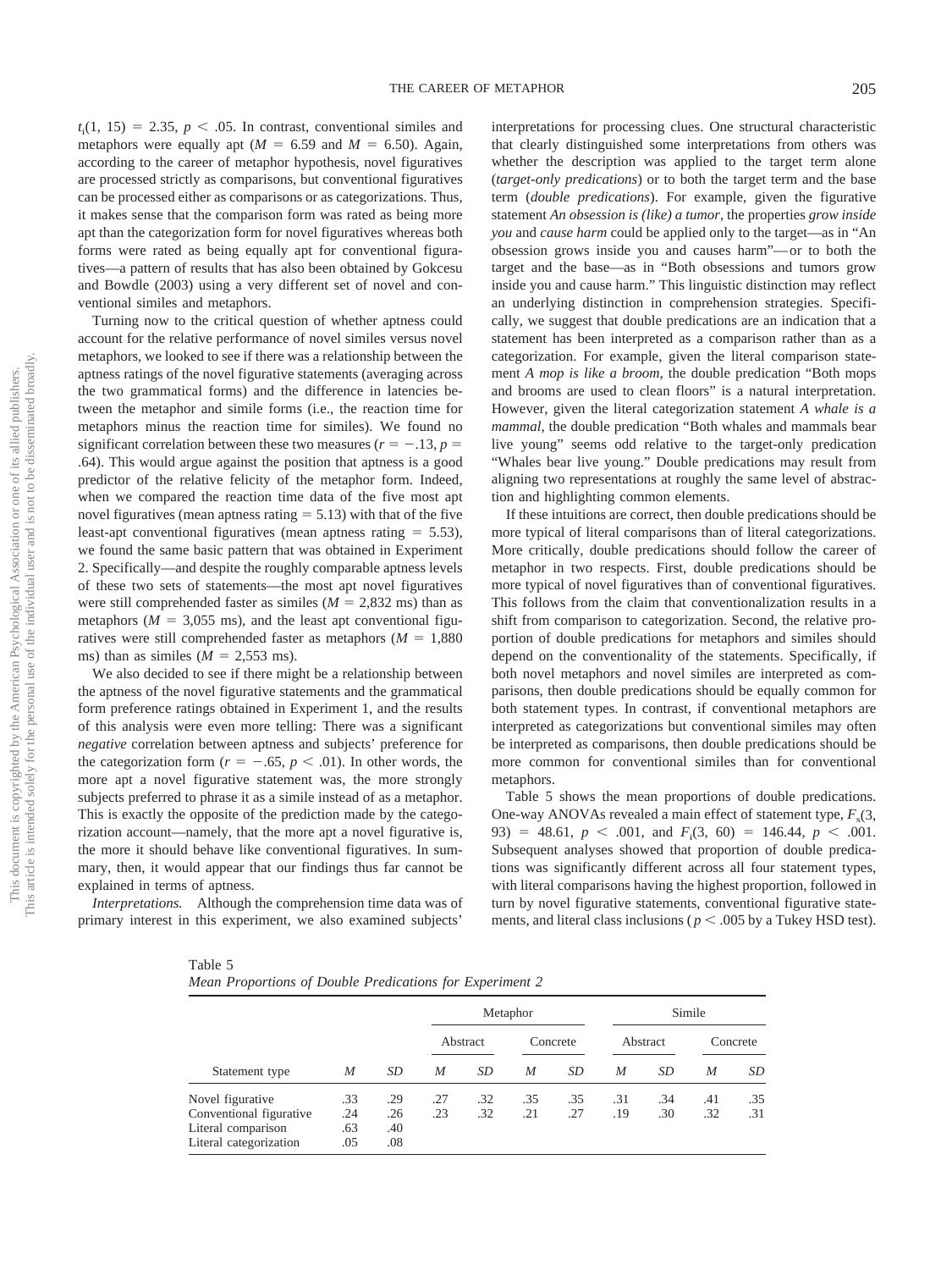$t_i(1, 15) = 2.35$, $p < .05$. In contrast, conventional similes and metaphors were equally apt ($M = 6.59$ and $M = 6.50$). Again, according to the career of metaphor hypothesis, novel figuratives are processed strictly as comparisons, but conventional figuratives can be processed either as comparisons or as categorizations. Thus, it makes sense that the comparison form was rated as being more apt than the categorization form for novel figuratives whereas both forms were rated as being equally apt for conventional figuratives—a pattern of results that has also been obtained by Gokcesu and Bowdle (2003) using a very different set of novel and conventional similes and metaphors.

Turning now to the critical question of whether aptness could account for the relative performance of novel similes versus novel metaphors, we looked to see if there was a relationship between the aptness ratings of the novel figurative statements (averaging across the two grammatical forms) and the difference in latencies between the metaphor and simile forms (i.e., the reaction time for metaphors minus the reaction time for similes). We found no significant correlation between these two measures ($r = -.13$, $p = .64$). This would argue against the position that aptness is a good predictor of the relative felicity of the metaphor form. Indeed, when we compared the reaction time data of the five most apt novel figuratives (mean aptness rating = 5.13) with that of the five least-apt conventional figuratives (mean aptness rating = 5.53), we found the same basic pattern that was obtained in Experiment 2. Specifically—and despite the roughly comparable aptness levels of these two sets of statements—the most apt novel figuratives were still comprehended faster as similes ($M = 2{,}832$ ms) than as metaphors ($M = 3{,}055$ ms), and the least apt conventional figuratives were still comprehended faster as metaphors ($M = 1{,}880$ ms) than as similes ($M = 2{,}553$ ms).

We also decided to see if there might be a relationship between the aptness of the novel figurative statements and the grammatical form preference ratings obtained in Experiment 1, and the results of this analysis were even more telling: There was a significant *negative* correlation between aptness and subjects' preference for the categorization form ($r = -.65$, $p < .01$). In other words, the more apt a novel figurative statement was, the more strongly subjects preferred to phrase it as a simile instead of as a metaphor. This is exactly the opposite of the prediction made by the categorization account—namely, that the more apt a novel figurative is, the more it should behave like conventional figuratives. In summary, then, it would appear that our findings thus far cannot be explained in terms of aptness.

*Interpretations.* Although the comprehension time data was of primary interest in this experiment, we also examined subjects' interpretations for processing clues. One structural characteristic that clearly distinguished some interpretations from others was whether the description was applied to the target term alone (*target-only predications*) or to both the target term and the base term (*double predications*). For example, given the figurative statement *An obsession is (like) a tumor*, the properties *grow inside you* and *cause harm* could be applied only to the target—as in "An obsession grows inside you and causes harm"—or to both the target and the base—as in "Both obsessions and tumors grow inside you and cause harm." This linguistic distinction may reflect an underlying distinction in comprehension strategies. Specifically, we suggest that double predications are an indication that a statement has been interpreted as a comparison rather than as a categorization. For example, given the literal comparison statement *A mop is like a broom*, the double predication "Both mops and brooms are used to clean floors" is a natural interpretation. However, given the literal categorization statement *A whale is a mammal*, the double predication "Both whales and mammals bear live young" seems odd relative to the target-only predication "Whales bear live young." Double predications may result from aligning two representations at roughly the same level of abstraction and highlighting common elements.

If these intuitions are correct, then double predications should be more typical of literal comparisons than of literal categorizations. More critically, double predications should follow the career of metaphor in two respects. First, double predications should be more typical of novel figuratives than of conventional figuratives. This follows from the claim that conventionalization results in a shift from comparison to categorization. Second, the relative proportion of double predications for metaphors and similes should depend on the conventionality of the statements. Specifically, if both novel metaphors and novel similes are interpreted as comparisons, then double predications should be equally common for both statement types. In contrast, if conventional metaphors are interpreted as categorizations but conventional similes may often be interpreted as comparisons, then double predications should be more common for conventional similes than for conventional metaphors.

Table 5 shows the mean proportions of double predications. One-way ANOVAs revealed a main effect of statement type, $F_s(3, 93) = 48.61$, $p < .001$, and $F_i(3, 60) = 146.44$, $p < .001$. Subsequent analyses showed that proportion of double predications was significantly different across all four statement types, with literal comparisons having the highest proportion, followed in turn by novel figurative statements, conventional figurative statements, and literal class inclusions ($p < .005$ by a Tukey HSD test).

Table 5
*Mean Proportions of Double Predications for Experiment 2*

| | | | Metaphor | | | | Simile | | | |
|---|---|---|---|---|---|---|---|---|---|---|
| | | | Abstract | | Concrete | | Abstract | | Concrete | |
| Statement type | *M* | *SD* | *M* | *SD* | *M* | *SD* | *M* | *SD* | *M* | *SD* |
| Novel figurative | .33 | .29 | .27 | .32 | .35 | .35 | .31 | .34 | .41 | .35 |
| Conventional figurative | .24 | .26 | .23 | .32 | .21 | .27 | .19 | .30 | .32 | .31 |
| Literal comparison | .63 | .40 | | | | | | | | |
| Literal categorization | .05 | .08 | | | | | | | | |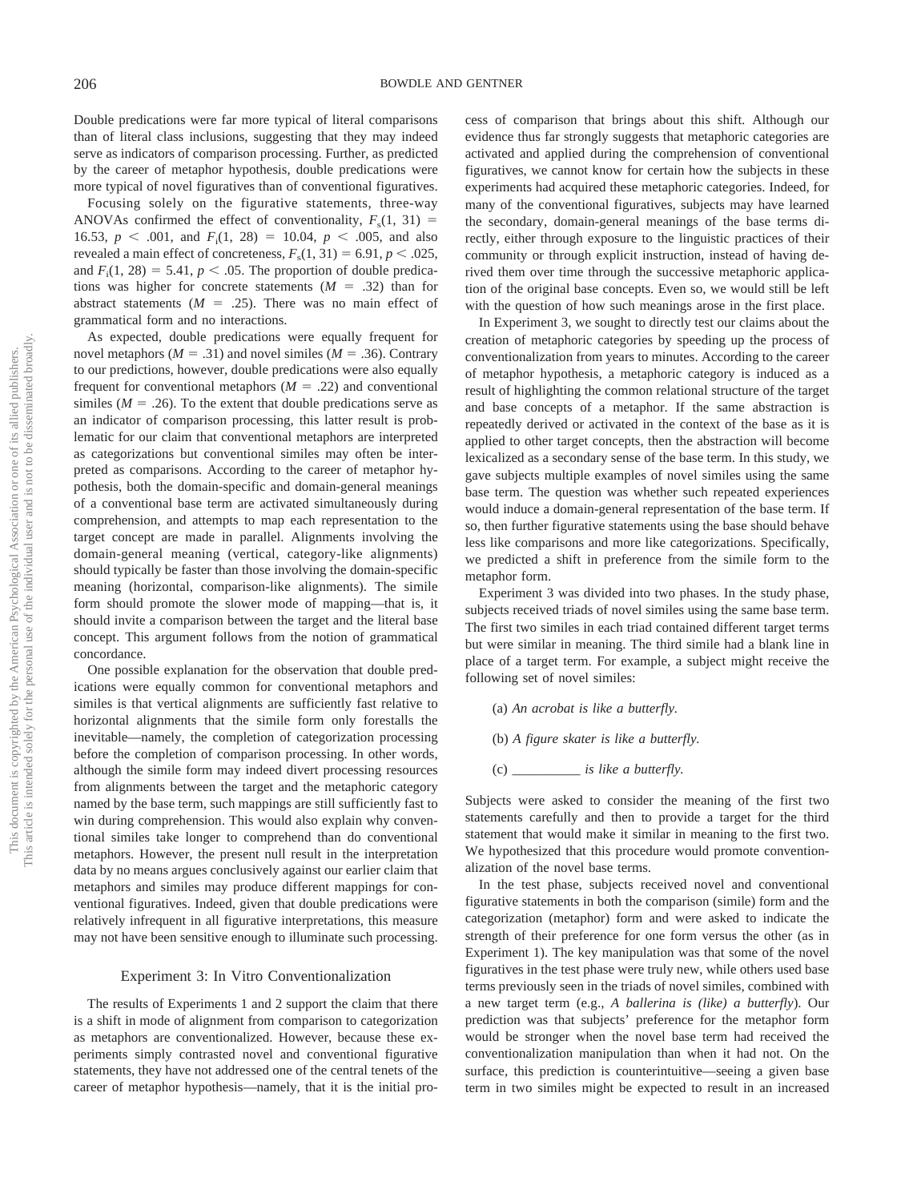Double predications were far more typical of literal comparisons than of literal class inclusions, suggesting that they may indeed serve as indicators of comparison processing. Further, as predicted by the career of metaphor hypothesis, double predications were more typical of novel figuratives than of conventional figuratives.

Focusing solely on the figurative statements, three-way ANOVAs confirmed the effect of conventionality, $F_s(1, 31) = 16.53$, $p < .001$, and $F_i(1, 28) = 10.04$, $p < .005$, and also revealed a main effect of concreteness, $F_s(1, 31) = 6.91$, $p < .025$, and $F_i(1, 28) = 5.41$, $p < .05$. The proportion of double predications was higher for concrete statements ($M = .32$) than for abstract statements ($M = .25$). There was no main effect of grammatical form and no interactions.

As expected, double predications were equally frequent for novel metaphors ($M = .31$) and novel similes ($M = .36$). Contrary to our predictions, however, double predications were also equally frequent for conventional metaphors ($M = .22$) and conventional similes ($M = .26$). To the extent that double predications serve as an indicator of comparison processing, this latter result is problematic for our claim that conventional metaphors are interpreted as categorizations but conventional similes may often be interpreted as comparisons. According to the career of metaphor hypothesis, both the domain-specific and domain-general meanings of a conventional base term are activated simultaneously during comprehension, and attempts to map each representation to the target concept are made in parallel. Alignments involving the domain-general meaning (vertical, category-like alignments) should typically be faster than those involving the domain-specific meaning (horizontal, comparison-like alignments). The simile form should promote the slower mode of mapping—that is, it should invite a comparison between the target and the literal base concept. This argument follows from the notion of grammatical concordance.

One possible explanation for the observation that double predications were equally common for conventional metaphors and similes is that vertical alignments are sufficiently fast relative to horizontal alignments that the simile form only forestalls the inevitable—namely, the completion of categorization processing before the completion of comparison processing. In other words, although the simile form may indeed divert processing resources from alignments between the target and the metaphoric category named by the base term, such mappings are still sufficiently fast to win during comprehension. This would also explain why conventional similes take longer to comprehend than do conventional metaphors. However, the present null result in the interpretation data by no means argues conclusively against our earlier claim that metaphors and similes may produce different mappings for conventional figuratives. Indeed, given that double predications were relatively infrequent in all figurative interpretations, this measure may not have been sensitive enough to illuminate such processing.

## Experiment 3: In Vitro Conventionalization

The results of Experiments 1 and 2 support the claim that there is a shift in mode of alignment from comparison to categorization as metaphors are conventionalized. However, because these experiments simply contrasted novel and conventional figurative statements, they have not addressed one of the central tenets of the career of metaphor hypothesis—namely, that it is the initial process of comparison that brings about this shift. Although our evidence thus far strongly suggests that metaphoric categories are activated and applied during the comprehension of conventional figuratives, we cannot know for certain how the subjects in these experiments had acquired these metaphoric categories. Indeed, for many of the conventional figuratives, subjects may have learned the secondary, domain-general meanings of the base terms directly, either through exposure to the linguistic practices of their community or through explicit instruction, instead of having derived them over time through the successive metaphoric application of the original base concepts. Even so, we would still be left with the question of how such meanings arose in the first place.

In Experiment 3, we sought to directly test our claims about the creation of metaphoric categories by speeding up the process of conventionalization from years to minutes. According to the career of metaphor hypothesis, a metaphoric category is induced as a result of highlighting the common relational structure of the target and base concepts of a metaphor. If the same abstraction is repeatedly derived or activated in the context of the base as it is applied to other target concepts, then the abstraction will become lexicalized as a secondary sense of the base term. In this study, we gave subjects multiple examples of novel similes using the same base term. The question was whether such repeated experiences would induce a domain-general representation of the base term. If so, then further figurative statements using the base should behave less like comparisons and more like categorizations. Specifically, we predicted a shift in preference from the simile form to the metaphor form.

Experiment 3 was divided into two phases. In the study phase, subjects received triads of novel similes using the same base term. The first two similes in each triad contained different target terms but were similar in meaning. The third simile had a blank line in place of a target term. For example, a subject might receive the following set of novel similes:

(a) *An acrobat is like a butterfly.*

(b) *A figure skater is like a butterfly.*

(c) __________ *is like a butterfly.*

Subjects were asked to consider the meaning of the first two statements carefully and then to provide a target for the third statement that would make it similar in meaning to the first two. We hypothesized that this procedure would promote conventionalization of the novel base terms.

In the test phase, subjects received novel and conventional figurative statements in both the comparison (simile) form and the categorization (metaphor) form and were asked to indicate the strength of their preference for one form versus the other (as in Experiment 1). The key manipulation was that some of the novel figuratives in the test phase were truly new, while others used base terms previously seen in the triads of novel similes, combined with a new target term (e.g., *A ballerina is (like) a butterfly*). Our prediction was that subjects' preference for the metaphor form would be stronger when the novel base term had received the conventionalization manipulation than when it had not. On the surface, this prediction is counterintuitive—seeing a given base term in two similes might be expected to result in an increased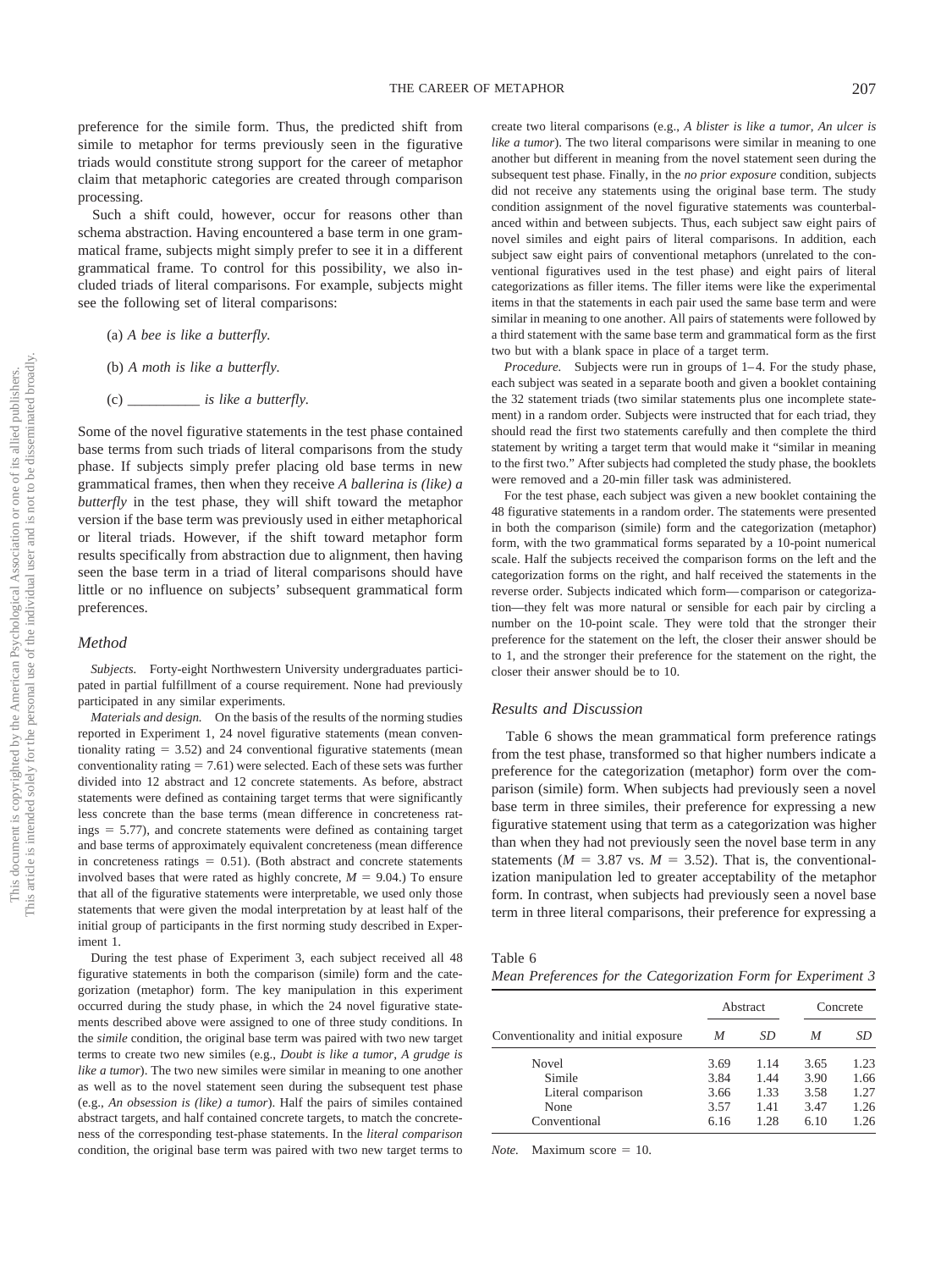preference for the simile form. Thus, the predicted shift from simile to metaphor for terms previously seen in the figurative triads would constitute strong support for the career of metaphor claim that metaphoric categories are created through comparison processing.

Such a shift could, however, occur for reasons other than schema abstraction. Having encountered a base term in one grammatical frame, subjects might simply prefer to see it in a different grammatical frame. To control for this possibility, we also included triads of literal comparisons. For example, subjects might see the following set of literal comparisons:

(a) *A bee is like a butterfly.*

(b) *A moth is like a butterfly.*

(c) __________ *is like a butterfly.*

Some of the novel figurative statements in the test phase contained base terms from such triads of literal comparisons from the study phase. If subjects simply prefer placing old base terms in new grammatical frames, then when they receive *A ballerina is (like) a butterfly* in the test phase, they will shift toward the metaphor version if the base term was previously used in either metaphorical or literal triads. However, if the shift toward metaphor form results specifically from abstraction due to alignment, then having seen the base term in a triad of literal comparisons should have little or no influence on subjects' subsequent grammatical form preferences.

### Method

*Subjects.* Forty-eight Northwestern University undergraduates participated in partial fulfillment of a course requirement. None had previously participated in any similar experiments.

*Materials and design.* On the basis of the results of the norming studies reported in Experiment 1, 24 novel figurative statements (mean conventionality rating = 3.52) and 24 conventional figurative statements (mean conventionality rating = 7.61) were selected. Each of these sets was further divided into 12 abstract and 12 concrete statements. As before, abstract statements were defined as containing target terms that were significantly less concrete than the base terms (mean difference in concreteness ratings = 5.77), and concrete statements were defined as containing target and base terms of approximately equivalent concreteness (mean difference in concreteness ratings = 0.51). (Both abstract and concrete statements involved bases that were rated as highly concrete, $M = 9.04$.) To ensure that all of the figurative statements were interpretable, we used only those statements that were given the modal interpretation by at least half of the initial group of participants in the first norming study described in Experiment 1.

During the test phase of Experiment 3, each subject received all 48 figurative statements in both the comparison (simile) form and the categorization (metaphor) form. The key manipulation in this experiment occurred during the study phase, in which the 24 novel figurative statements described above were assigned to one of three study conditions. In the *simile* condition, the original base term was paired with two new target terms to create two new similes (e.g., *Doubt is like a tumor*, *A grudge is like a tumor*). The two new similes were similar in meaning to one another as well as to the novel statement seen during the subsequent test phase (e.g., *An obsession is (like) a tumor*). Half the pairs of similes contained abstract targets, and half contained concrete targets, to match the concreteness of the corresponding test-phase statements. In the *literal comparison* condition, the original base term was paired with two new target terms to create two literal comparisons (e.g., *A blister is like a tumor*, *An ulcer is like a tumor*). The two literal comparisons were similar in meaning to one another but different in meaning from the novel statement seen during the subsequent test phase. Finally, in the *no prior exposure* condition, subjects did not receive any statements using the original base term. The study condition assignment of the novel figurative statements was counterbalanced within and between subjects. Thus, each subject saw eight pairs of novel similes and eight pairs of literal comparisons. In addition, each subject saw eight pairs of conventional metaphors (unrelated to the conventional figuratives used in the test phase) and eight pairs of literal categorizations as filler items. The filler items were like the experimental items in that the statements in each pair used the same base term and were similar in meaning to one another. All pairs of statements were followed by a third statement with the same base term and grammatical form as the first two but with a blank space in place of a target term.

*Procedure.* Subjects were run in groups of 1–4. For the study phase, each subject was seated in a separate booth and given a booklet containing the 32 statement triads (two similar statements plus one incomplete statement) in a random order. Subjects were instructed that for each triad, they should read the first two statements carefully and then complete the third statement by writing a target term that would make it "similar in meaning to the first two." After subjects had completed the study phase, the booklets were removed and a 20-min filler task was administered.

For the test phase, each subject was given a new booklet containing the 48 figurative statements in a random order. The statements were presented in both the comparison (simile) form and the categorization (metaphor) form, with the two grammatical forms separated by a 10-point numerical scale. Half the subjects received the comparison forms on the left and the categorization forms on the right, and half received the statements in the reverse order. Subjects indicated which form—comparison or categorization—they felt was more natural or sensible for each pair by circling a number on the 10-point scale. They were told that the stronger their preference for the statement on the left, the closer their answer should be to 1, and the stronger their preference for the statement on the right, the closer their answer should be to 10.

### Results and Discussion

Table 6 shows the mean grammatical form preference ratings from the test phase, transformed so that higher numbers indicate a preference for the categorization (metaphor) form over the comparison (simile) form. When subjects had previously seen a novel base term in three similes, their preference for expressing a new figurative statement using that term as a categorization was higher than when they had not previously seen the novel base term in any statements ($M = 3.87$ vs. $M = 3.52$). That is, the conventionalization manipulation led to greater acceptability of the metaphor form. In contrast, when subjects had previously seen a novel base term in three literal comparisons, their preference for expressing a

Table 6
*Mean Preferences for the Categorization Form for Experiment 3*

| Conventionality and initial exposure | Abstract | | Concrete | |
|---|---|---|---|---|
| | *M* | *SD* | *M* | *SD* |
| Novel | 3.69 | 1.14 | 3.65 | 1.23 |
| Simile | 3.84 | 1.44 | 3.90 | 1.66 |
| Literal comparison | 3.66 | 1.33 | 3.58 | 1.27 |
| None | 3.57 | 1.41 | 3.47 | 1.26 |
| Conventional | 6.16 | 1.28 | 6.10 | 1.26 |

*Note.* Maximum score = 10.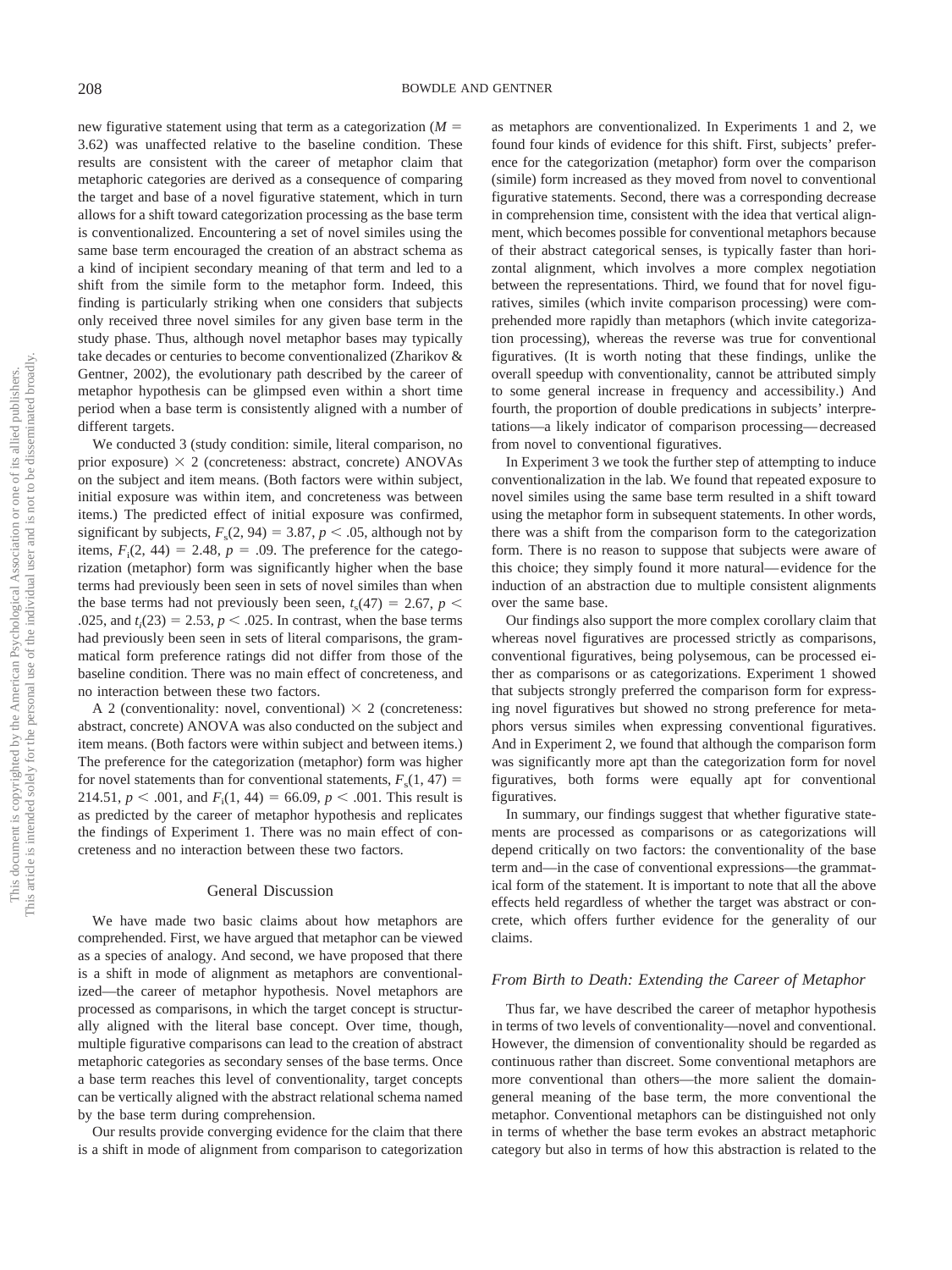new figurative statement using that term as a categorization ($M$ = 3.62) was unaffected relative to the baseline condition. These results are consistent with the career of metaphor claim that metaphoric categories are derived as a consequence of comparing the target and base of a novel figurative statement, which in turn allows for a shift toward categorization processing as the base term is conventionalized. Encountering a set of novel similes using the same base term encouraged the creation of an abstract schema as a kind of incipient secondary meaning of that term and led to a shift from the simile form to the metaphor form. Indeed, this finding is particularly striking when one considers that subjects only received three novel similes for any given base term in the study phase. Thus, although novel metaphor bases may typically take decades or centuries to become conventionalized (Zharikov & Gentner, 2002), the evolutionary path described by the career of metaphor hypothesis can be glimpsed even within a short time period when a base term is consistently aligned with a number of different targets.

We conducted 3 (study condition: simile, literal comparison, no prior exposure) × 2 (concreteness: abstract, concrete) ANOVAs on the subject and item means. (Both factors were within subject, initial exposure was within item, and concreteness was between items.) The predicted effect of initial exposure was confirmed, significant by subjects, $F_s(2, 94) = 3.87$, $p < .05$, although not by items, $F_i(2, 44) = 2.48$, $p = .09$. The preference for the categorization (metaphor) form was significantly higher when the base terms had previously been seen in sets of novel similes than when the base terms had not previously been seen, $t_s(47) = 2.67$, $p < .025$, and $t_i(23) = 2.53$, $p < .025$. In contrast, when the base terms had previously been seen in sets of literal comparisons, the grammatical form preference ratings did not differ from those of the baseline condition. There was no main effect of concreteness, and no interaction between these two factors.

A 2 (conventionality: novel, conventional) × 2 (concreteness: abstract, concrete) ANOVA was also conducted on the subject and item means. (Both factors were within subject and between items.) The preference for the categorization (metaphor) form was higher for novel statements than for conventional statements, $F_s(1, 47) = 214.51$, $p < .001$, and $F_i(1, 44) = 66.09$, $p < .001$. This result is as predicted by the career of metaphor hypothesis and replicates the findings of Experiment 1. There was no main effect of concreteness and no interaction between these two factors.

## General Discussion

We have made two basic claims about how metaphors are comprehended. First, we have argued that metaphor can be viewed as a species of analogy. And second, we have proposed that there is a shift in mode of alignment as metaphors are conventionalized—the career of metaphor hypothesis. Novel metaphors are processed as comparisons, in which the target concept is structurally aligned with the literal base concept. Over time, though, multiple figurative comparisons can lead to the creation of abstract metaphoric categories as secondary senses of the base terms. Once a base term reaches this level of conventionality, target concepts can be vertically aligned with the abstract relational schema named by the base term during comprehension.

Our results provide converging evidence for the claim that there is a shift in mode of alignment from comparison to categorization as metaphors are conventionalized. In Experiments 1 and 2, we found four kinds of evidence for this shift. First, subjects' preference for the categorization (metaphor) form over the comparison (simile) form increased as they moved from novel to conventional figurative statements. Second, there was a corresponding decrease in comprehension time, consistent with the idea that vertical alignment, which becomes possible for conventional metaphors because of their abstract categorical senses, is typically faster than horizontal alignment, which involves a more complex negotiation between the representations. Third, we found that for novel figuratives, similes (which invite comparison processing) were comprehended more rapidly than metaphors (which invite categorization processing), whereas the reverse was true for conventional figuratives. (It is worth noting that these findings, unlike the overall speedup with conventionality, cannot be attributed simply to some general increase in frequency and accessibility.) And fourth, the proportion of double predications in subjects' interpretations—a likely indicator of comparison processing—decreased from novel to conventional figuratives.

In Experiment 3 we took the further step of attempting to induce conventionalization in the lab. We found that repeated exposure to novel similes using the same base term resulted in a shift toward using the metaphor form in subsequent statements. In other words, there was a shift from the comparison form to the categorization form. There is no reason to suppose that subjects were aware of this choice; they simply found it more natural—evidence for the induction of an abstraction due to multiple consistent alignments over the same base.

Our findings also support the more complex corollary claim that whereas novel figuratives are processed strictly as comparisons, conventional figuratives, being polysemous, can be processed either as comparisons or as categorizations. Experiment 1 showed that subjects strongly preferred the comparison form for expressing novel figuratives but showed no strong preference for metaphors versus similes when expressing conventional figuratives. And in Experiment 2, we found that although the comparison form was significantly more apt than the categorization form for novel figuratives, both forms were equally apt for conventional figuratives.

In summary, our findings suggest that whether figurative statements are processed as comparisons or as categorizations will depend critically on two factors: the conventionality of the base term and—in the case of conventional expressions—the grammatical form of the statement. It is important to note that all the above effects held regardless of whether the target was abstract or concrete, which offers further evidence for the generality of our claims.

### *From Birth to Death: Extending the Career of Metaphor*

Thus far, we have described the career of metaphor hypothesis in terms of two levels of conventionality—novel and conventional. However, the dimension of conventionality should be regarded as continuous rather than discreet. Some conventional metaphors are more conventional than others—the more salient the domain-general meaning of the base term, the more conventional the metaphor. Conventional metaphors can be distinguished not only in terms of whether the base term evokes an abstract metaphoric category but also in terms of how this abstraction is related to the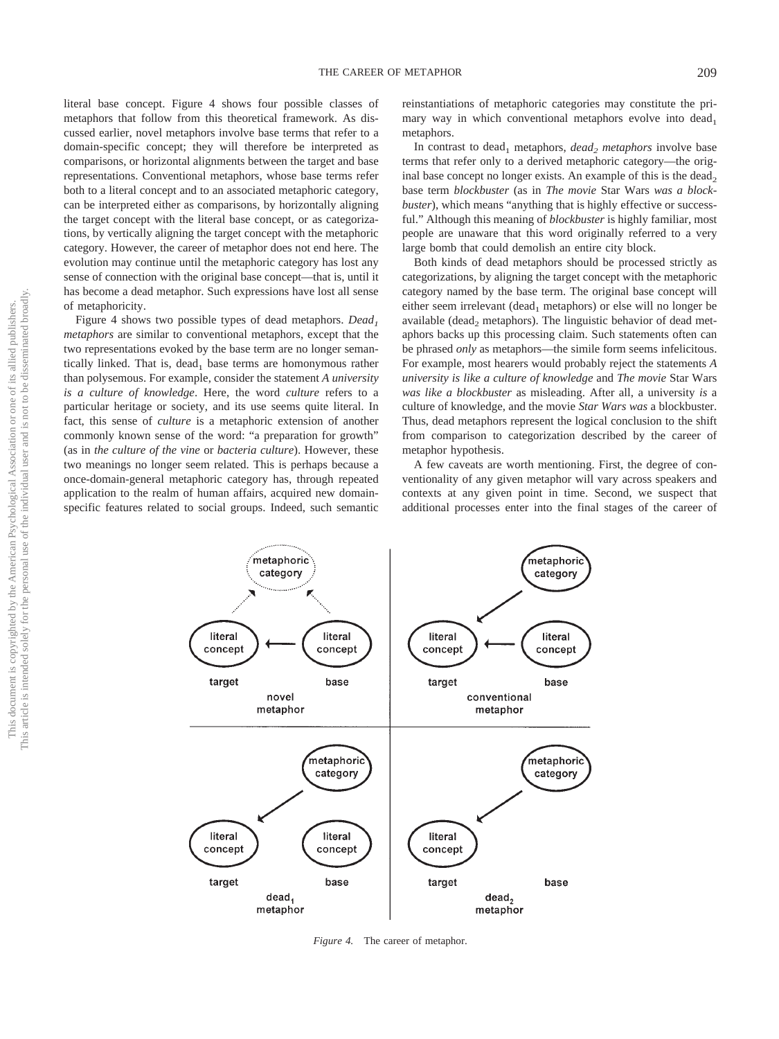literal base concept. Figure 4 shows four possible classes of metaphors that follow from this theoretical framework. As discussed earlier, novel metaphors involve base terms that refer to a domain-specific concept; they will therefore be interpreted as comparisons, or horizontal alignments between the target and base representations. Conventional metaphors, whose base terms refer both to a literal concept and to an associated metaphoric category, can be interpreted either as comparisons, by horizontally aligning the target concept with the literal base concept, or as categorizations, by vertically aligning the target concept with the metaphoric category. However, the career of metaphor does not end here. The evolution may continue until the metaphoric category has lost any sense of connection with the original base concept—that is, until it has become a dead metaphor. Such expressions have lost all sense of metaphoricity.

Figure 4 shows two possible types of dead metaphors. *Dead$_1$ metaphors* are similar to conventional metaphors, except that the two representations evoked by the base term are no longer semantically linked. That is, dead$_1$ base terms are homonymous rather than polysemous. For example, consider the statement *A university is a culture of knowledge*. Here, the word *culture* refers to a particular heritage or society, and its use seems quite literal. In fact, this sense of *culture* is a metaphoric extension of another commonly known sense of the word: "a preparation for growth" (as in *the culture of the vine* or *bacteria culture*). However, these two meanings no longer seem related. This is perhaps because a once-domain-general metaphoric category has, through repeated application to the realm of human affairs, acquired new domain-specific features related to social groups. Indeed, such semantic reinstantiations of metaphoric categories may constitute the primary way in which conventional metaphors evolve into dead$_1$ metaphors.

In contrast to dead$_1$ metaphors, *dead$_2$ metaphors* involve base terms that refer only to a derived metaphoric category—the original base concept no longer exists. An example of this is the dead$_2$ base term *blockbuster* (as in *The movie* Star Wars *was a blockbuster*), which means "anything that is highly effective or successful." Although this meaning of *blockbuster* is highly familiar, most people are unaware that this word originally referred to a very large bomb that could demolish an entire city block.

Both kinds of dead metaphors should be processed strictly as categorizations, by aligning the target concept with the metaphoric category named by the base term. The original base concept will either seem irrelevant (dead$_1$ metaphors) or else will no longer be available (dead$_2$ metaphors). The linguistic behavior of dead metaphors backs up this processing claim. Such statements often can be phrased *only* as metaphors—the simile form seems infelicitous. For example, most hearers would probably reject the statements *A university is like a culture of knowledge* and *The movie* Star Wars *was like a blockbuster* as misleading. After all, a university *is* a culture of knowledge, and the movie *Star Wars was* a blockbuster. Thus, dead metaphors represent the logical conclusion to the shift from comparison to categorization described by the career of metaphor hypothesis.

A few caveats are worth mentioning. First, the degree of conventionality of any given metaphor will vary across speakers and contexts at any given point in time. Second, we suspect that additional processes enter into the final stages of the career of

*Figure 4.* The career of metaphor.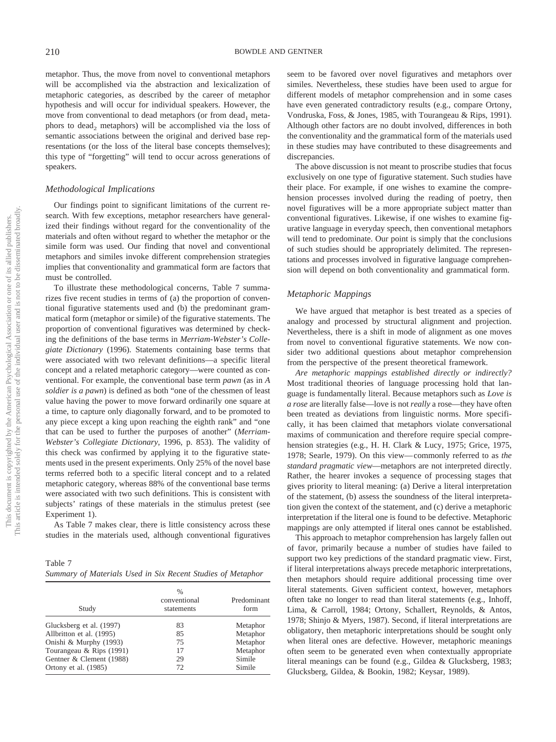metaphor. Thus, the move from novel to conventional metaphors will be accomplished via the abstraction and lexicalization of metaphoric categories, as described by the career of metaphor hypothesis and will occur for individual speakers. However, the move from conventional to dead metaphors (or from dead$_1$ metaphors to dead$_2$ metaphors) will be accomplished via the loss of semantic associations between the original and derived base representations (or the loss of the literal base concepts themselves); this type of "forgetting" will tend to occur across generations of speakers.

### *Methodological Implications*

Our findings point to significant limitations of the current research. With few exceptions, metaphor researchers have generalized their findings without regard for the conventionality of the materials and often without regard to whether the metaphor or the simile form was used. Our finding that novel and conventional metaphors and similes invoke different comprehension strategies implies that conventionality and grammatical form are factors that must be controlled.

To illustrate these methodological concerns, Table 7 summarizes five recent studies in terms of (a) the proportion of conventional figurative statements used and (b) the predominant grammatical form (metaphor or simile) of the figurative statements. The proportion of conventional figuratives was determined by checking the definitions of the base terms in *Merriam-Webster's Collegiate Dictionary* (1996). Statements containing base terms that were associated with two relevant definitions—a specific literal concept and a related metaphoric category—were counted as conventional. For example, the conventional base term *pawn* (as in *A soldier is a pawn*) is defined as both "one of the chessmen of least value having the power to move forward ordinarily one square at a time, to capture only diagonally forward, and to be promoted to any piece except a king upon reaching the eighth rank" and "one that can be used to further the purposes of another" (*Merriam-Webster's Collegiate Dictionary*, 1996, p. 853). The validity of this check was confirmed by applying it to the figurative statements used in the present experiments. Only 25% of the novel base terms referred both to a specific literal concept and to a related metaphoric category, whereas 88% of the conventional base terms were associated with two such definitions. This is consistent with subjects' ratings of these materials in the stimulus pretest (see Experiment 1).

As Table 7 makes clear, there is little consistency across these studies in the materials used, although conventional figuratives seem to be favored over novel figuratives and metaphors over similes. Nevertheless, these studies have been used to argue for different models of metaphor comprehension and in some cases have even generated contradictory results (e.g., compare Ortony, Vondruska, Foss, & Jones, 1985, with Tourangeau & Rips, 1991). Although other factors are no doubt involved, differences in both the conventionality and the grammatical form of the materials used in these studies may have contributed to these disagreements and discrepancies.

Table 7
*Summary of Materials Used in Six Recent Studies of Metaphor*

| Study | % conventional statements | Predominant form |
|---|---|---|
| Glucksberg et al. (1997) | 83 | Metaphor |
| Allbritton et al. (1995) | 85 | Metaphor |
| Onishi & Murphy (1993) | 75 | Metaphor |
| Tourangeau & Rips (1991) | 17 | Metaphor |
| Gentner & Clement (1988) | 29 | Simile |
| Ortony et al. (1985) | 72 | Simile |

The above discussion is not meant to proscribe studies that focus exclusively on one type of figurative statement. Such studies have their place. For example, if one wishes to examine the comprehension processes involved during the reading of poetry, then novel figuratives will be a more appropriate subject matter than conventional figuratives. Likewise, if one wishes to examine figurative language in everyday speech, then conventional metaphors will tend to predominate. Our point is simply that the conclusions of such studies should be appropriately delimited. The representations and processes involved in figurative language comprehension will depend on both conventionality and grammatical form.

### *Metaphoric Mappings*

We have argued that metaphor is best treated as a species of analogy and processed by structural alignment and projection. Nevertheless, there is a shift in mode of alignment as one moves from novel to conventional figurative statements. We now consider two additional questions about metaphor comprehension from the perspective of the present theoretical framework.

*Are metaphoric mappings established directly or indirectly?* Most traditional theories of language processing hold that language is fundamentally literal. Because metaphors such as *Love is a rose* are literally false—love is not *really* a rose—they have often been treated as deviations from linguistic norms. More specifically, it has been claimed that metaphors violate conversational maxims of communication and therefore require special comprehension strategies (e.g., H. H. Clark & Lucy, 1975; Grice, 1975, 1978; Searle, 1979). On this view—commonly referred to as *the standard pragmatic view*—metaphors are not interpreted directly. Rather, the hearer invokes a sequence of processing stages that gives priority to literal meaning: (a) Derive a literal interpretation of the statement, (b) assess the soundness of the literal interpretation given the context of the statement, and (c) derive a metaphoric interpretation if the literal one is found to be defective. Metaphoric mappings are only attempted if literal ones cannot be established.

This approach to metaphor comprehension has largely fallen out of favor, primarily because a number of studies have failed to support two key predictions of the standard pragmatic view. First, if literal interpretations always precede metaphoric interpretations, then metaphors should require additional processing time over literal statements. Given sufficient context, however, metaphors often take no longer to read than literal statements (e.g., Inhoff, Lima, & Carroll, 1984; Ortony, Schallert, Reynolds, & Antos, 1978; Shinjo & Myers, 1987). Second, if literal interpretations are obligatory, then metaphoric interpretations should be sought only when literal ones are defective. However, metaphoric meanings often seem to be generated even when contextually appropriate literal meanings can be found (e.g., Gildea & Glucksberg, 1983; Glucksberg, Gildea, & Bookin, 1982; Keysar, 1989).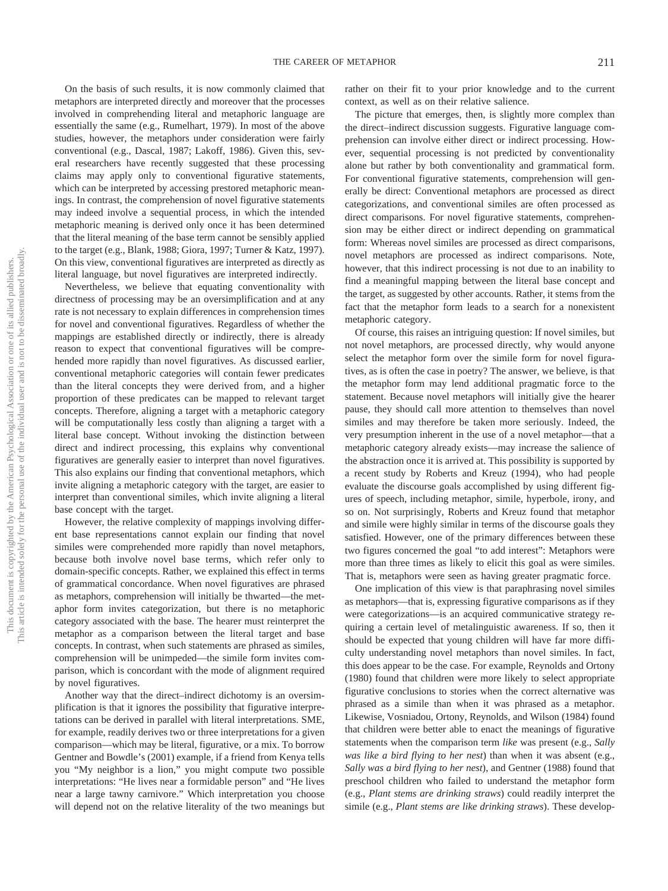On the basis of such results, it is now commonly claimed that metaphors are interpreted directly and moreover that the processes involved in comprehending literal and metaphoric language are essentially the same (e.g., Rumelhart, 1979). In most of the above studies, however, the metaphors under consideration were fairly conventional (e.g., Dascal, 1987; Lakoff, 1986). Given this, several researchers have recently suggested that these processing claims may apply only to conventional figurative statements, which can be interpreted by accessing prestored metaphoric meanings. In contrast, the comprehension of novel figurative statements may indeed involve a sequential process, in which the intended metaphoric meaning is derived only once it has been determined that the literal meaning of the base term cannot be sensibly applied to the target (e.g., Blank, 1988; Giora, 1997; Turner & Katz, 1997). On this view, conventional figuratives are interpreted as directly as literal language, but novel figuratives are interpreted indirectly.

Nevertheless, we believe that equating conventionality with directness of processing may be an oversimplification and at any rate is not necessary to explain differences in comprehension times for novel and conventional figuratives. Regardless of whether the mappings are established directly or indirectly, there is already reason to expect that conventional figuratives will be comprehended more rapidly than novel figuratives. As discussed earlier, conventional metaphoric categories will contain fewer predicates than the literal concepts they were derived from, and a higher proportion of these predicates can be mapped to relevant target concepts. Therefore, aligning a target with a metaphoric category will be computationally less costly than aligning a target with a literal base concept. Without invoking the distinction between direct and indirect processing, this explains why conventional figuratives are generally easier to interpret than novel figuratives. This also explains our finding that conventional metaphors, which invite aligning a metaphoric category with the target, are easier to interpret than conventional similes, which invite aligning a literal base concept with the target.

However, the relative complexity of mappings involving different base representations cannot explain our finding that novel similes were comprehended more rapidly than novel metaphors, because both involve novel base terms, which refer only to domain-specific concepts. Rather, we explained this effect in terms of grammatical concordance. When novel figuratives are phrased as metaphors, comprehension will initially be thwarted—the metaphor form invites categorization, but there is no metaphoric category associated with the base. The hearer must reinterpret the metaphor as a comparison between the literal target and base concepts. In contrast, when such statements are phrased as similes, comprehension will be unimpeded—the simile form invites comparison, which is concordant with the mode of alignment required by novel figuratives.

Another way that the direct–indirect dichotomy is an oversimplification is that it ignores the possibility that figurative interpretations can be derived in parallel with literal interpretations. SME, for example, readily derives two or three interpretations for a given comparison—which may be literal, figurative, or a mix. To borrow Gentner and Bowdle's (2001) example, if a friend from Kenya tells you "My neighbor is a lion," you might compute two possible interpretations: "He lives near a formidable person" and "He lives near a large tawny carnivore." Which interpretation you choose will depend not on the relative literality of the two meanings but rather on their fit to your prior knowledge and to the current context, as well as on their relative salience.

The picture that emerges, then, is slightly more complex than the direct–indirect discussion suggests. Figurative language comprehension can involve either direct or indirect processing. However, sequential processing is not predicted by conventionality alone but rather by both conventionality and grammatical form. For conventional figurative statements, comprehension will generally be direct: Conventional metaphors are processed as direct categorizations, and conventional similes are often processed as direct comparisons. For novel figurative statements, comprehension may be either direct or indirect depending on grammatical form: Whereas novel similes are processed as direct comparisons, novel metaphors are processed as indirect comparisons. Note, however, that this indirect processing is not due to an inability to find a meaningful mapping between the literal base concept and the target, as suggested by other accounts. Rather, it stems from the fact that the metaphor form leads to a search for a nonexistent metaphoric category.

Of course, this raises an intriguing question: If novel similes, but not novel metaphors, are processed directly, why would anyone select the metaphor form over the simile form for novel figuratives, as is often the case in poetry? The answer, we believe, is that the metaphor form may lend additional pragmatic force to the statement. Because novel metaphors will initially give the hearer pause, they should call more attention to themselves than novel similes and may therefore be taken more seriously. Indeed, the very presumption inherent in the use of a novel metaphor—that a metaphoric category already exists—may increase the salience of the abstraction once it is arrived at. This possibility is supported by a recent study by Roberts and Kreuz (1994), who had people evaluate the discourse goals accomplished by using different figures of speech, including metaphor, simile, hyperbole, irony, and so on. Not surprisingly, Roberts and Kreuz found that metaphor and simile were highly similar in terms of the discourse goals they satisfied. However, one of the primary differences between these two figures concerned the goal "to add interest": Metaphors were more than three times as likely to elicit this goal as were similes. That is, metaphors were seen as having greater pragmatic force.

One implication of this view is that paraphrasing novel similes as metaphors—that is, expressing figurative comparisons as if they were categorizations—is an acquired communicative strategy requiring a certain level of metalinguistic awareness. If so, then it should be expected that young children will have far more difficulty understanding novel metaphors than novel similes. In fact, this does appear to be the case. For example, Reynolds and Ortony (1980) found that children were more likely to select appropriate figurative conclusions to stories when the correct alternative was phrased as a simile than when it was phrased as a metaphor. Likewise, Vosniadou, Ortony, Reynolds, and Wilson (1984) found that children were better able to enact the meanings of figurative statements when the comparison term *like* was present (e.g., *Sally was like a bird flying to her nest*) than when it was absent (e.g., *Sally was a bird flying to her nest*), and Gentner (1988) found that preschool children who failed to understand the metaphor form (e.g., *Plant stems are drinking straws*) could readily interpret the simile (e.g., *Plant stems are like drinking straws*). These develop-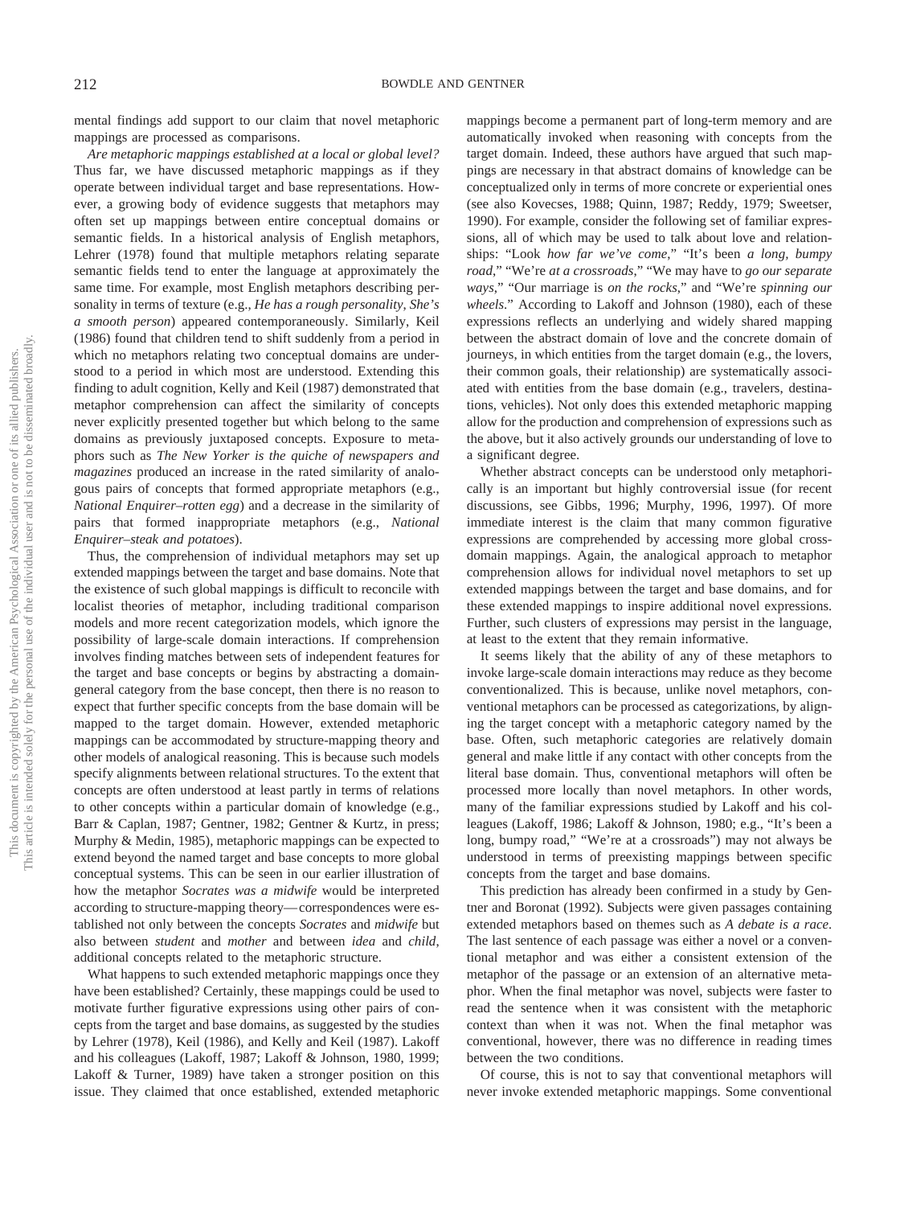mental findings add support to our claim that novel metaphoric mappings are processed as comparisons.

*Are metaphoric mappings established at a local or global level?* Thus far, we have discussed metaphoric mappings as if they operate between individual target and base representations. However, a growing body of evidence suggests that metaphors may often set up mappings between entire conceptual domains or semantic fields. In a historical analysis of English metaphors, Lehrer (1978) found that multiple metaphors relating separate semantic fields tend to enter the language at approximately the same time. For example, most English metaphors describing personality in terms of texture (e.g., *He has a rough personality*, *She's a smooth person*) appeared contemporaneously. Similarly, Keil (1986) found that children tend to shift suddenly from a period in which no metaphors relating two conceptual domains are understood to a period in which most are understood. Extending this finding to adult cognition, Kelly and Keil (1987) demonstrated that metaphor comprehension can affect the similarity of concepts never explicitly presented together but which belong to the same domains as previously juxtaposed concepts. Exposure to metaphors such as *The New Yorker is the quiche of newspapers and magazines* produced an increase in the rated similarity of analogous pairs of concepts that formed appropriate metaphors (e.g., *National Enquirer–rotten egg*) and a decrease in the similarity of pairs that formed inappropriate metaphors (e.g., *National Enquirer–steak and potatoes*).

Thus, the comprehension of individual metaphors may set up extended mappings between the target and base domains. Note that the existence of such global mappings is difficult to reconcile with localist theories of metaphor, including traditional comparison models and more recent categorization models, which ignore the possibility of large-scale domain interactions. If comprehension involves finding matches between sets of independent features for the target and base concepts or begins by abstracting a domain-general category from the base concept, then there is no reason to expect that further specific concepts from the base domain will be mapped to the target domain. However, extended metaphoric mappings can be accommodated by structure-mapping theory and other models of analogical reasoning. This is because such models specify alignments between relational structures. To the extent that concepts are often understood at least partly in terms of relations to other concepts within a particular domain of knowledge (e.g., Barr & Caplan, 1987; Gentner, 1982; Gentner & Kurtz, in press; Murphy & Medin, 1985), metaphoric mappings can be expected to extend beyond the named target and base concepts to more global conceptual systems. This can be seen in our earlier illustration of how the metaphor *Socrates was a midwife* would be interpreted according to structure-mapping theory—correspondences were established not only between the concepts *Socrates* and *midwife* but also between *student* and *mother* and between *idea* and *child*, additional concepts related to the metaphoric structure.

What happens to such extended metaphoric mappings once they have been established? Certainly, these mappings could be used to motivate further figurative expressions using other pairs of concepts from the target and base domains, as suggested by the studies by Lehrer (1978), Keil (1986), and Kelly and Keil (1987). Lakoff and his colleagues (Lakoff, 1987; Lakoff & Johnson, 1980, 1999; Lakoff & Turner, 1989) have taken a stronger position on this issue. They claimed that once established, extended metaphoric mappings become a permanent part of long-term memory and are automatically invoked when reasoning with concepts from the target domain. Indeed, these authors have argued that such mappings are necessary in that abstract domains of knowledge can be conceptualized only in terms of more concrete or experiential ones (see also Kovecses, 1988; Quinn, 1987; Reddy, 1979; Sweetser, 1990). For example, consider the following set of familiar expressions, all of which may be used to talk about love and relationships: "Look *how far we've come*," "It's been *a long, bumpy road*," "We're *at a crossroads*," "We may have to *go our separate ways*," "Our marriage is *on the rocks*," and "We're *spinning our wheels*." According to Lakoff and Johnson (1980), each of these expressions reflects an underlying and widely shared mapping between the abstract domain of love and the concrete domain of journeys, in which entities from the target domain (e.g., the lovers, their common goals, their relationship) are systematically associated with entities from the base domain (e.g., travelers, destinations, vehicles). Not only does this extended metaphoric mapping allow for the production and comprehension of expressions such as the above, but it also actively grounds our understanding of love to a significant degree.

Whether abstract concepts can be understood only metaphorically is an important but highly controversial issue (for recent discussions, see Gibbs, 1996; Murphy, 1996, 1997). Of more immediate interest is the claim that many common figurative expressions are comprehended by accessing more global cross-domain mappings. Again, the analogical approach to metaphor comprehension allows for individual novel metaphors to set up extended mappings between the target and base domains, and for these extended mappings to inspire additional novel expressions. Further, such clusters of expressions may persist in the language, at least to the extent that they remain informative.

It seems likely that the ability of any of these metaphors to invoke large-scale domain interactions may reduce as they become conventionalized. This is because, unlike novel metaphors, conventional metaphors can be processed as categorizations, by aligning the target concept with a metaphoric category named by the base. Often, such metaphoric categories are relatively domain general and make little if any contact with other concepts from the literal base domain. Thus, conventional metaphors will often be processed more locally than novel metaphors. In other words, many of the familiar expressions studied by Lakoff and his colleagues (Lakoff, 1986; Lakoff & Johnson, 1980; e.g., "It's been a long, bumpy road," "We're at a crossroads") may not always be understood in terms of preexisting mappings between specific concepts from the target and base domains.

This prediction has already been confirmed in a study by Gentner and Boronat (1992). Subjects were given passages containing extended metaphors based on themes such as *A debate is a race*. The last sentence of each passage was either a novel or a conventional metaphor and was either a consistent extension of the metaphor of the passage or an extension of an alternative metaphor. When the final metaphor was novel, subjects were faster to read the sentence when it was consistent with the metaphoric context than when it was not. When the final metaphor was conventional, however, there was no difference in reading times between the two conditions.

Of course, this is not to say that conventional metaphors will never invoke extended metaphoric mappings. Some conventional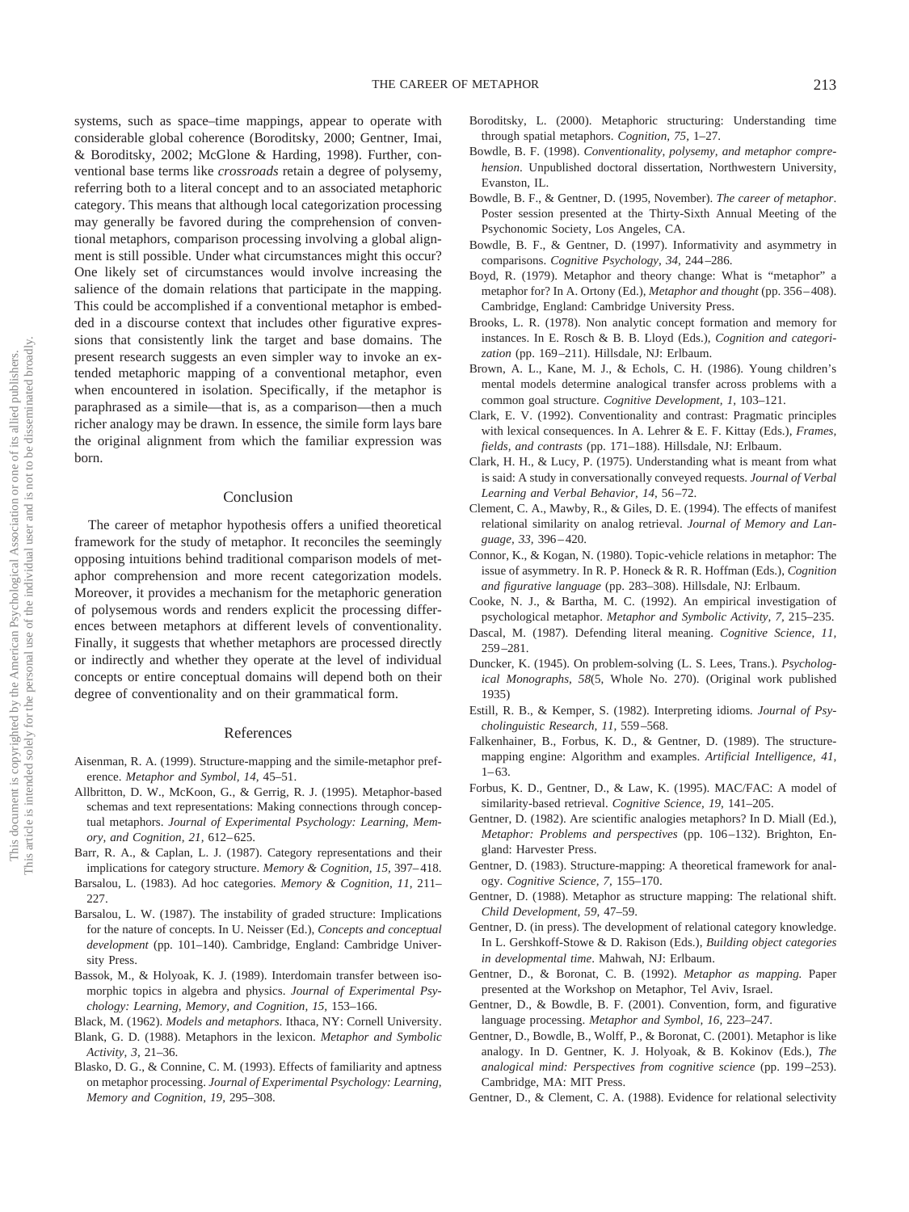systems, such as space–time mappings, appear to operate with considerable global coherence (Boroditsky, 2000; Gentner, Imai, & Boroditsky, 2002; McGlone & Harding, 1998). Further, conventional base terms like *crossroads* retain a degree of polysemy, referring both to a literal concept and to an associated metaphoric category. This means that although local categorization processing may generally be favored during the comprehension of conventional metaphors, comparison processing involving a global alignment is still possible. Under what circumstances might this occur? One likely set of circumstances would involve increasing the salience of the domain relations that participate in the mapping. This could be accomplished if a conventional metaphor is embedded in a discourse context that includes other figurative expressions that consistently link the target and base domains. The present research suggests an even simpler way to invoke an extended metaphoric mapping of a conventional metaphor, even when encountered in isolation. Specifically, if the metaphor is paraphrased as a simile—that is, as a comparison—then a much richer analogy may be drawn. In essence, the simile form lays bare the original alignment from which the familiar expression was born.

## Conclusion

The career of metaphor hypothesis offers a unified theoretical framework for the study of metaphor. It reconciles the seemingly opposing intuitions behind traditional comparison models of metaphor comprehension and more recent categorization models. Moreover, it provides a mechanism for the metaphoric generation of polysemous words and renders explicit the processing differences between metaphors at different levels of conventionality. Finally, it suggests that whether metaphors are processed directly or indirectly and whether they operate at the level of individual concepts or entire conceptual domains will depend both on their degree of conventionality and on their grammatical form.

## References

Aisenman, R. A. (1999). Structure-mapping and the simile-metaphor preference. *Metaphor and Symbol, 14,* 45–51.

Allbritton, D. W., McKoon, G., & Gerrig, R. J. (1995). Metaphor-based schemas and text representations: Making connections through conceptual metaphors. *Journal of Experimental Psychology: Learning, Memory, and Cognition, 21,* 612–625.

Barr, R. A., & Caplan, L. J. (1987). Category representations and their implications for category structure. *Memory & Cognition, 15,* 397–418.

Barsalou, L. (1983). Ad hoc categories. *Memory & Cognition, 11,* 211–227.

Barsalou, L. W. (1987). The instability of graded structure: Implications for the nature of concepts. In U. Neisser (Ed.), *Concepts and conceptual development* (pp. 101–140). Cambridge, England: Cambridge University Press.

Bassok, M., & Holyoak, K. J. (1989). Interdomain transfer between isomorphic topics in algebra and physics. *Journal of Experimental Psychology: Learning, Memory, and Cognition, 15,* 153–166.

Black, M. (1962). *Models and metaphors*. Ithaca, NY: Cornell University.

Blank, G. D. (1988). Metaphors in the lexicon. *Metaphor and Symbolic Activity, 3,* 21–36.

Blasko, D. G., & Connine, C. M. (1993). Effects of familiarity and aptness on metaphor processing. *Journal of Experimental Psychology: Learning, Memory and Cognition, 19,* 295–308.

Boroditsky, L. (2000). Metaphoric structuring: Understanding time through spatial metaphors. *Cognition, 75,* 1–27.

Bowdle, B. F. (1998). *Conventionality, polysemy, and metaphor comprehension*. Unpublished doctoral dissertation, Northwestern University, Evanston, IL.

Bowdle, B. F., & Gentner, D. (1995, November). *The career of metaphor*. Poster session presented at the Thirty-Sixth Annual Meeting of the Psychonomic Society, Los Angeles, CA.

Bowdle, B. F., & Gentner, D. (1997). Informativity and asymmetry in comparisons. *Cognitive Psychology, 34,* 244–286.

Boyd, R. (1979). Metaphor and theory change: What is "metaphor" a metaphor for? In A. Ortony (Ed.), *Metaphor and thought* (pp. 356–408). Cambridge, England: Cambridge University Press.

Brooks, L. R. (1978). Non analytic concept formation and memory for instances. In E. Rosch & B. B. Lloyd (Eds.), *Cognition and categorization* (pp. 169–211). Hillsdale, NJ: Erlbaum.

Brown, A. L., Kane, M. J., & Echols, C. H. (1986). Young children's mental models determine analogical transfer across problems with a common goal structure. *Cognitive Development, 1,* 103–121.

Clark, E. V. (1992). Conventionality and contrast: Pragmatic principles with lexical consequences. In A. Lehrer & E. F. Kittay (Eds.), *Frames, fields, and contrasts* (pp. 171–188). Hillsdale, NJ: Erlbaum.

Clark, H. H., & Lucy, P. (1975). Understanding what is meant from what is said: A study in conversationally conveyed requests. *Journal of Verbal Learning and Verbal Behavior, 14,* 56–72.

Clement, C. A., Mawby, R., & Giles, D. E. (1994). The effects of manifest relational similarity on analog retrieval. *Journal of Memory and Language, 33,* 396–420.

Connor, K., & Kogan, N. (1980). Topic-vehicle relations in metaphor: The issue of asymmetry. In R. P. Honeck & R. R. Hoffman (Eds.), *Cognition and figurative language* (pp. 283–308). Hillsdale, NJ: Erlbaum.

Cooke, N. J., & Bartha, M. C. (1992). An empirical investigation of psychological metaphor. *Metaphor and Symbolic Activity, 7,* 215–235.

Dascal, M. (1987). Defending literal meaning. *Cognitive Science, 11,* 259–281.

Duncker, K. (1945). On problem-solving (L. S. Lees, Trans.). *Psychological Monographs, 58*(5, Whole No. 270). (Original work published 1935)

Estill, R. B., & Kemper, S. (1982). Interpreting idioms. *Journal of Psycholinguistic Research, 11,* 559–568.

Falkenhainer, B., Forbus, K. D., & Gentner, D. (1989). The structure-mapping engine: Algorithm and examples. *Artificial Intelligence, 41,* 1–63.

Forbus, K. D., Gentner, D., & Law, K. (1995). MAC/FAC: A model of similarity-based retrieval. *Cognitive Science, 19,* 141–205.

Gentner, D. (1982). Are scientific analogies metaphors? In D. Miall (Ed.), *Metaphor: Problems and perspectives* (pp. 106–132). Brighton, England: Harvester Press.

Gentner, D. (1983). Structure-mapping: A theoretical framework for analogy. *Cognitive Science, 7,* 155–170.

Gentner, D. (1988). Metaphor as structure mapping: The relational shift. *Child Development, 59,* 47–59.

Gentner, D. (in press). The development of relational category knowledge. In L. Gershkoff-Stowe & D. Rakison (Eds.), *Building object categories in developmental time*. Mahwah, NJ: Erlbaum.

Gentner, D., & Boronat, C. B. (1992). *Metaphor as mapping.* Paper presented at the Workshop on Metaphor, Tel Aviv, Israel.

Gentner, D., & Bowdle, B. F. (2001). Convention, form, and figurative language processing. *Metaphor and Symbol, 16,* 223–247.

Gentner, D., Bowdle, B., Wolff, P., & Boronat, C. (2001). Metaphor is like analogy. In D. Gentner, K. J. Holyoak, & B. Kokinov (Eds.), *The analogical mind: Perspectives from cognitive science* (pp. 199–253). Cambridge, MA: MIT Press.

Gentner, D., & Clement, C. A. (1988). Evidence for relational selectivity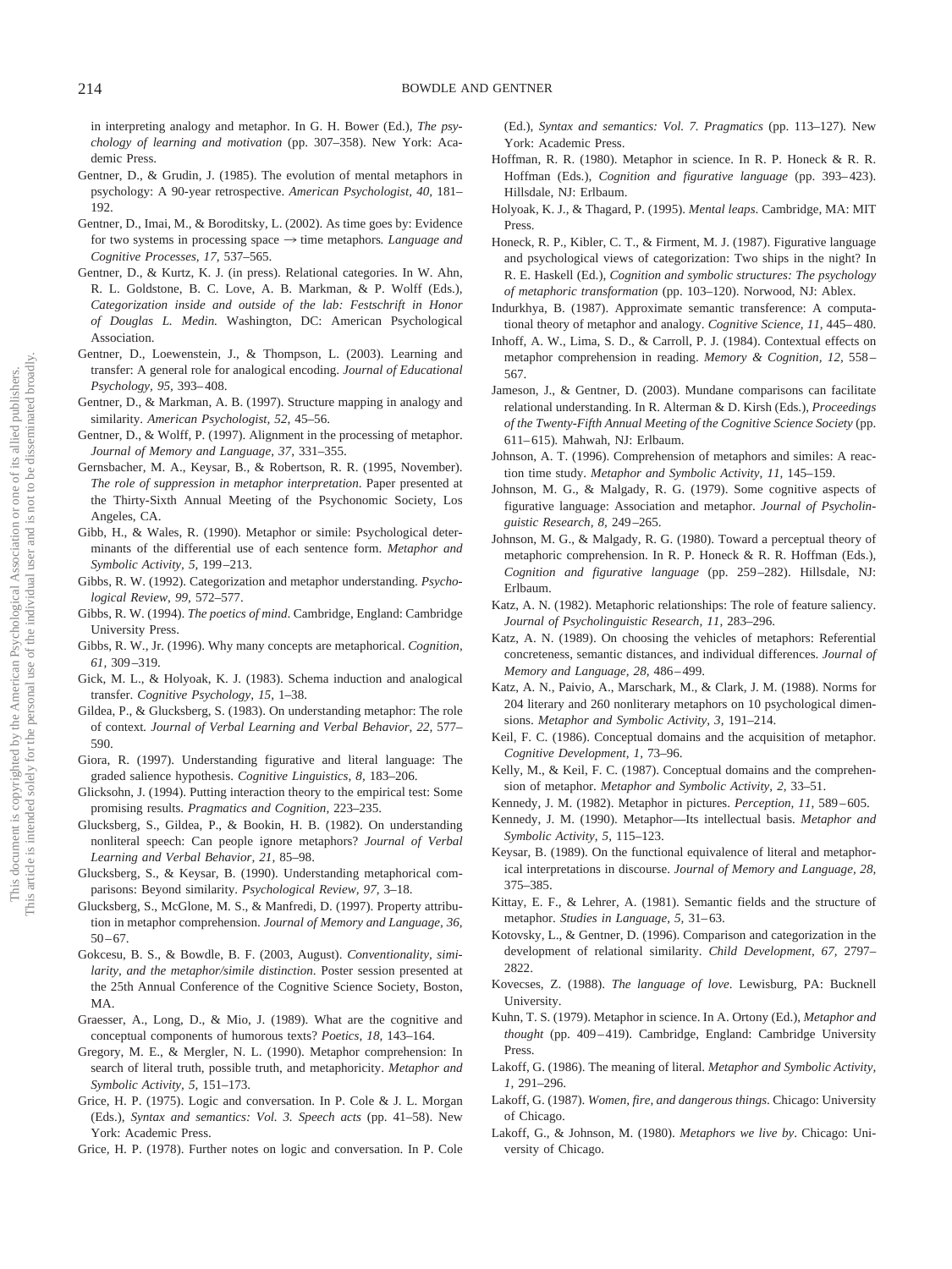in interpreting analogy and metaphor. In G. H. Bower (Ed.), *The psychology of learning and motivation* (pp. 307–358). New York: Academic Press.

Gentner, D., & Grudin, J. (1985). The evolution of mental metaphors in psychology: A 90-year retrospective. *American Psychologist, 40,* 181–192.

Gentner, D., Imai, M., & Boroditsky, L. (2002). As time goes by: Evidence for two systems in processing space → time metaphors. *Language and Cognitive Processes, 17,* 537–565.

Gentner, D., & Kurtz, K. J. (in press). Relational categories. In W. Ahn, R. L. Goldstone, B. C. Love, A. B. Markman, & P. Wolff (Eds.), *Categorization inside and outside of the lab: Festschrift in Honor of Douglas L. Medin.* Washington, DC: American Psychological Association.

Gentner, D., Loewenstein, J., & Thompson, L. (2003). Learning and transfer: A general role for analogical encoding. *Journal of Educational Psychology, 95,* 393–408.

Gentner, D., & Markman, A. B. (1997). Structure mapping in analogy and similarity. *American Psychologist, 52,* 45–56.

Gentner, D., & Wolff, P. (1997). Alignment in the processing of metaphor. *Journal of Memory and Language, 37,* 331–355.

Gernsbacher, M. A., Keysar, B., & Robertson, R. R. (1995, November). *The role of suppression in metaphor interpretation.* Paper presented at the Thirty-Sixth Annual Meeting of the Psychonomic Society, Los Angeles, CA.

Gibb, H., & Wales, R. (1990). Metaphor or simile: Psychological determinants of the differential use of each sentence form. *Metaphor and Symbolic Activity, 5,* 199–213.

Gibbs, R. W. (1992). Categorization and metaphor understanding. *Psychological Review, 99,* 572–577.

Gibbs, R. W. (1994). *The poetics of mind.* Cambridge, England: Cambridge University Press.

Gibbs, R. W., Jr. (1996). Why many concepts are metaphorical. *Cognition, 61,* 309–319.

Gick, M. L., & Holyoak, K. J. (1983). Schema induction and analogical transfer. *Cognitive Psychology, 15,* 1–38.

Gildea, P., & Glucksberg, S. (1983). On understanding metaphor: The role of context. *Journal of Verbal Learning and Verbal Behavior, 22,* 577–590.

Giora, R. (1997). Understanding figurative and literal language: The graded salience hypothesis. *Cognitive Linguistics, 8,* 183–206.

Glicksohn, J. (1994). Putting interaction theory to the empirical test: Some promising results. *Pragmatics and Cognition,* 223–235.

Glucksberg, S., Gildea, P., & Bookin, H. B. (1982). On understanding nonliteral speech: Can people ignore metaphors? *Journal of Verbal Learning and Verbal Behavior, 21,* 85–98.

Glucksberg, S., & Keysar, B. (1990). Understanding metaphorical comparisons: Beyond similarity. *Psychological Review, 97,* 3–18.

Glucksberg, S., McGlone, M. S., & Manfredi, D. (1997). Property attribution in metaphor comprehension. *Journal of Memory and Language, 36,* 50–67.

Gokcesu, B. S., & Bowdle, B. F. (2003, August). *Conventionality, similarity, and the metaphor/simile distinction.* Poster session presented at the 25th Annual Conference of the Cognitive Science Society, Boston, MA.

Graesser, A., Long, D., & Mio, J. (1989). What are the cognitive and conceptual components of humorous texts? *Poetics, 18,* 143–164.

Gregory, M. E., & Mergler, N. L. (1990). Metaphor comprehension: In search of literal truth, possible truth, and metaphoricity. *Metaphor and Symbolic Activity, 5,* 151–173.

Grice, H. P. (1975). Logic and conversation. In P. Cole & J. L. Morgan (Eds.), *Syntax and semantics: Vol. 3. Speech acts* (pp. 41–58). New York: Academic Press.

Grice, H. P. (1978). Further notes on logic and conversation. In P. Cole (Ed.), *Syntax and semantics: Vol. 7. Pragmatics* (pp. 113–127). New York: Academic Press.

Hoffman, R. R. (1980). Metaphor in science. In R. P. Honeck & R. R. Hoffman (Eds.), *Cognition and figurative language* (pp. 393–423). Hillsdale, NJ: Erlbaum.

Holyoak, K. J., & Thagard, P. (1995). *Mental leaps.* Cambridge, MA: MIT Press.

Honeck, R. P., Kibler, C. T., & Firment, M. J. (1987). Figurative language and psychological views of categorization: Two ships in the night? In R. E. Haskell (Ed.), *Cognition and symbolic structures: The psychology of metaphoric transformation* (pp. 103–120). Norwood, NJ: Ablex.

Indurkhya, B. (1987). Approximate semantic transference: A computational theory of metaphor and analogy. *Cognitive Science, 11,* 445–480.

Inhoff, A. W., Lima, S. D., & Carroll, P. J. (1984). Contextual effects on metaphor comprehension in reading. *Memory & Cognition, 12,* 558–567.

Jameson, J., & Gentner, D. (2003). Mundane comparisons can facilitate relational understanding. In R. Alterman & D. Kirsh (Eds.), *Proceedings of the Twenty-Fifth Annual Meeting of the Cognitive Science Society* (pp. 611–615). Mahwah, NJ: Erlbaum.

Johnson, A. T. (1996). Comprehension of metaphors and similes: A reaction time study. *Metaphor and Symbolic Activity, 11,* 145–159.

Johnson, M. G., & Malgady, R. G. (1979). Some cognitive aspects of figurative language: Association and metaphor. *Journal of Psycholinguistic Research, 8,* 249–265.

Johnson, M. G., & Malgady, R. G. (1980). Toward a perceptual theory of metaphoric comprehension. In R. P. Honeck & R. R. Hoffman (Eds.), *Cognition and figurative language* (pp. 259–282). Hillsdale, NJ: Erlbaum.

Katz, A. N. (1982). Metaphoric relationships: The role of feature saliency. *Journal of Psycholinguistic Research, 11,* 283–296.

Katz, A. N. (1989). On choosing the vehicles of metaphors: Referential concreteness, semantic distances, and individual differences. *Journal of Memory and Language, 28,* 486–499.

Katz, A. N., Paivio, A., Marschark, M., & Clark, J. M. (1988). Norms for 204 literary and 260 nonliterary metaphors on 10 psychological dimensions. *Metaphor and Symbolic Activity, 3,* 191–214.

Keil, F. C. (1986). Conceptual domains and the acquisition of metaphor. *Cognitive Development, 1,* 73–96.

Kelly, M., & Keil, F. C. (1987). Conceptual domains and the comprehension of metaphor. *Metaphor and Symbolic Activity, 2,* 33–51.

Kennedy, J. M. (1982). Metaphor in pictures. *Perception, 11,* 589–605.

Kennedy, J. M. (1990). Metaphor—Its intellectual basis. *Metaphor and Symbolic Activity, 5,* 115–123.

Keysar, B. (1989). On the functional equivalence of literal and metaphorical interpretations in discourse. *Journal of Memory and Language, 28,* 375–385.

Kittay, E. F., & Lehrer, A. (1981). Semantic fields and the structure of metaphor. *Studies in Language, 5,* 31–63.

Kotovsky, L., & Gentner, D. (1996). Comparison and categorization in the development of relational similarity. *Child Development, 67,* 2797–2822.

Kovecses, Z. (1988). *The language of love.* Lewisburg, PA: Bucknell University.

Kuhn, T. S. (1979). Metaphor in science. In A. Ortony (Ed.), *Metaphor and thought* (pp. 409–419). Cambridge, England: Cambridge University Press.

Lakoff, G. (1986). The meaning of literal. *Metaphor and Symbolic Activity, 1,* 291–296.

Lakoff, G. (1987). *Women, fire, and dangerous things.* Chicago: University of Chicago.

Lakoff, G., & Johnson, M. (1980). *Metaphors we live by.* Chicago: University of Chicago.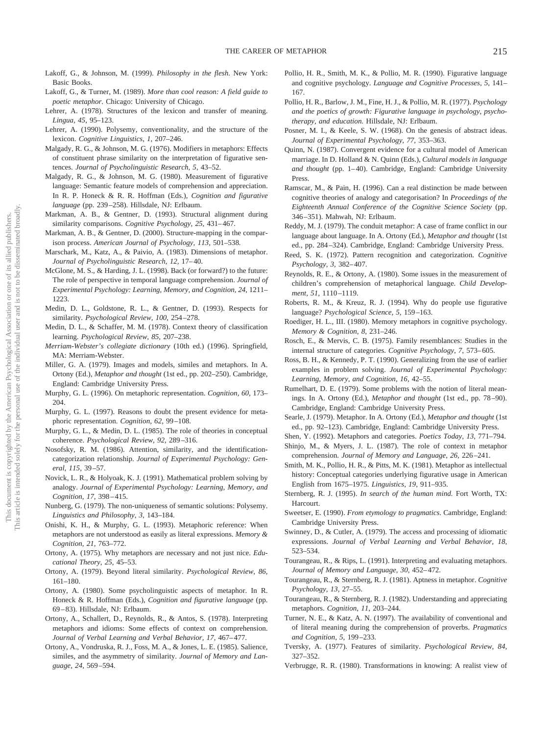Lakoff, G., & Johnson, M. (1999). *Philosophy in the flesh.* New York: Basic Books.

Lakoff, G., & Turner, M. (1989). *More than cool reason: A field guide to poetic metaphor.* Chicago: University of Chicago.

Lehrer, A. (1978). Structures of the lexicon and transfer of meaning. *Lingua, 45,* 95–123.

Lehrer, A. (1990). Polysemy, conventionality, and the structure of the lexicon. *Cognitive Linguistics, 1,* 207–246.

Malgady, R. G., & Johnson, M. G. (1976). Modifiers in metaphors: Effects of constituent phrase similarity on the interpretation of figurative sentences. *Journal of Psycholinguistic Research, 5,* 43–52.

Malgady, R. G., & Johnson, M. G. (1980). Measurement of figurative language: Semantic feature models of comprehension and appreciation. In R. P. Honeck & R. R. Hoffman (Eds.), *Cognition and figurative language* (pp. 239–258). Hillsdale, NJ: Erlbaum.

Markman, A. B., & Gentner, D. (1993). Structural alignment during similarity comparisons. *Cognitive Psychology, 25,* 431–467.

Markman, A. B., & Gentner, D. (2000). Structure-mapping in the comparison process. *American Journal of Psychology, 113,* 501–538.

Marschark, M., Katz, A., & Paivio, A. (1983). Dimensions of metaphor. *Journal of Psycholinguistic Research, 12,* 17–40.

McGlone, M. S., & Harding, J. L. (1998). Back (or forward?) to the future: The role of perspective in temporal language comprehension. *Journal of Experimental Psychology: Learning, Memory, and Cognition, 24,* 1211–1223.

Medin, D. L., Goldstone, R. L., & Gentner, D. (1993). Respects for similarity. *Psychological Review, 100,* 254–278.

Medin, D. L., & Schaffer, M. M. (1978). Context theory of classification learning. *Psychological Review, 85,* 207–238.

*Merriam-Webster's collegiate dictionary* (10th ed.) (1996). Springfield, MA: Merriam-Webster.

Miller, G. A. (1979). Images and models, similes and metaphors. In A. Ortony (Ed.), *Metaphor and thought* (1st ed., pp. 202–250). Cambridge, England: Cambridge University Press.

Murphy, G. L. (1996). On metaphoric representation. *Cognition, 60,* 173–204.

Murphy, G. L. (1997). Reasons to doubt the present evidence for metaphoric representation. *Cognition, 62,* 99–108.

Murphy, G. L., & Medin, D. L. (1985). The role of theories in conceptual coherence. *Psychological Review, 92,* 289–316.

Nosofsky, R. M. (1986). Attention, similarity, and the identification-categorization relationship. *Journal of Experimental Psychology: General, 115,* 39–57.

Novick, L. R., & Holyoak, K. J. (1991). Mathematical problem solving by analogy. *Journal of Experimental Psychology: Learning, Memory, and Cognition, 17,* 398–415.

Nunberg, G. (1979). The non-uniqueness of semantic solutions: Polysemy. *Linguistics and Philosophy, 3,* 143–184.

Onishi, K. H., & Murphy, G. L. (1993). Metaphoric reference: When metaphors are not understood as easily as literal expressions. *Memory & Cognition, 21,* 763–772.

Ortony, A. (1975). Why metaphors are necessary and not just nice. *Educational Theory, 25,* 45–53.

Ortony, A. (1979). Beyond literal similarity. *Psychological Review, 86,* 161–180.

Ortony, A. (1980). Some psycholinguistic aspects of metaphor. In R. Honeck & R. Hoffman (Eds.), *Cognition and figurative language* (pp. 69–83). Hillsdale, NJ: Erlbaum.

Ortony, A., Schallert, D., Reynolds, R., & Antos, S. (1978). Interpreting metaphors and idioms: Some effects of context on comprehension. *Journal of Verbal Learning and Verbal Behavior, 17,* 467–477.

Ortony, A., Vondruska, R. J., Foss, M. A., & Jones, L. E. (1985). Salience, similes, and the asymmetry of similarity. *Journal of Memory and Language, 24,* 569–594.

Pollio, H. R., Smith, M. K., & Pollio, M. R. (1990). Figurative language and cognitive psychology. *Language and Cognitive Processes, 5,* 141–167.

Pollio, H. R., Barlow, J. M., Fine, H. J., & Pollio, M. R. (1977). *Psychology and the poetics of growth: Figurative language in psychology, psychotherapy, and education.* Hillsdale, NJ: Erlbaum.

Posner, M. I., & Keele, S. W. (1968). On the genesis of abstract ideas. *Journal of Experimental Psychology, 77,* 353–363.

Quinn, N. (1987). Convergent evidence for a cultural model of American marriage. In D. Holland & N. Quinn (Eds.), *Cultural models in language and thought* (pp. 1–40). Cambridge, England: Cambridge University Press.

Ramscar, M., & Pain, H. (1996). Can a real distinction be made between cognitive theories of analogy and categorisation? In *Proceedings of the Eighteenth Annual Conference of the Cognitive Science Society* (pp. 346–351). Mahwah, NJ: Erlbaum.

Reddy, M. J. (1979). The conduit metaphor: A case of frame conflict in our language about language. In A. Ortony (Ed.), *Metaphor and thought* (1st ed., pp. 284–324). Cambridge, England: Cambridge University Press.

Reed, S. K. (1972). Pattern recognition and categorization. *Cognitive Psychology, 3,* 382–407.

Reynolds, R. E., & Ortony, A. (1980). Some issues in the measurement of children's comprehension of metaphorical language. *Child Development, 51,* 1110–1119.

Roberts, R. M., & Kreuz, R. J. (1994). Why do people use figurative language? *Psychological Science, 5,* 159–163.

Roediger, H. L., III. (1980). Memory metaphors in cognitive psychology. *Memory & Cognition, 8,* 231–246.

Rosch, E., & Mervis, C. B. (1975). Family resemblances: Studies in the internal structure of categories. *Cognitive Psychology, 7,* 573–605.

Ross, B. H., & Kennedy, P. T. (1990). Generalizing from the use of earlier examples in problem solving. *Journal of Experimental Psychology: Learning, Memory, and Cognition, 16,* 42–55.

Rumelhart, D. E. (1979). Some problems with the notion of literal meanings. In A. Ortony (Ed.), *Metaphor and thought* (1st ed., pp. 78–90). Cambridge, England: Cambridge University Press.

Searle, J. (1979). Metaphor. In A. Ortony (Ed.), *Metaphor and thought* (1st ed., pp. 92–123). Cambridge, England: Cambridge University Press.

Shen, Y. (1992). Metaphors and categories. *Poetics Today, 13,* 771–794.

Shinjo, M., & Myers, J. L. (1987). The role of context in metaphor comprehension. *Journal of Memory and Language, 26,* 226–241.

Smith, M. K., Pollio, H. R., & Pitts, M. K. (1981). Metaphor as intellectual history: Conceptual categories underlying figurative usage in American English from 1675–1975. *Linguistics, 19,* 911–935.

Sternberg, R. J. (1995). *In search of the human mind.* Fort Worth, TX: Harcourt.

Sweetser, E. (1990). *From etymology to pragmatics.* Cambridge, England: Cambridge University Press.

Swinney, D., & Cutler, A. (1979). The access and processing of idiomatic expressions. *Journal of Verbal Learning and Verbal Behavior, 18,* 523–534.

Tourangeau, R., & Rips, L. (1991). Interpreting and evaluating metaphors. *Journal of Memory and Language, 30,* 452–472.

Tourangeau, R., & Sternberg, R. J. (1981). Aptness in metaphor. *Cognitive Psychology, 13,* 27–55.

Tourangeau, R., & Sternberg, R. J. (1982). Understanding and appreciating metaphors. *Cognition, 11,* 203–244.

Turner, N. E., & Katz, A. N. (1997). The availability of conventional and of literal meaning during the comprehension of proverbs. *Pragmatics and Cognition, 5,* 199–233.

Tversky, A. (1977). Features of similarity. *Psychological Review, 84,* 327–352.

Verbrugge, R. R. (1980). Transformations in knowing: A realist view of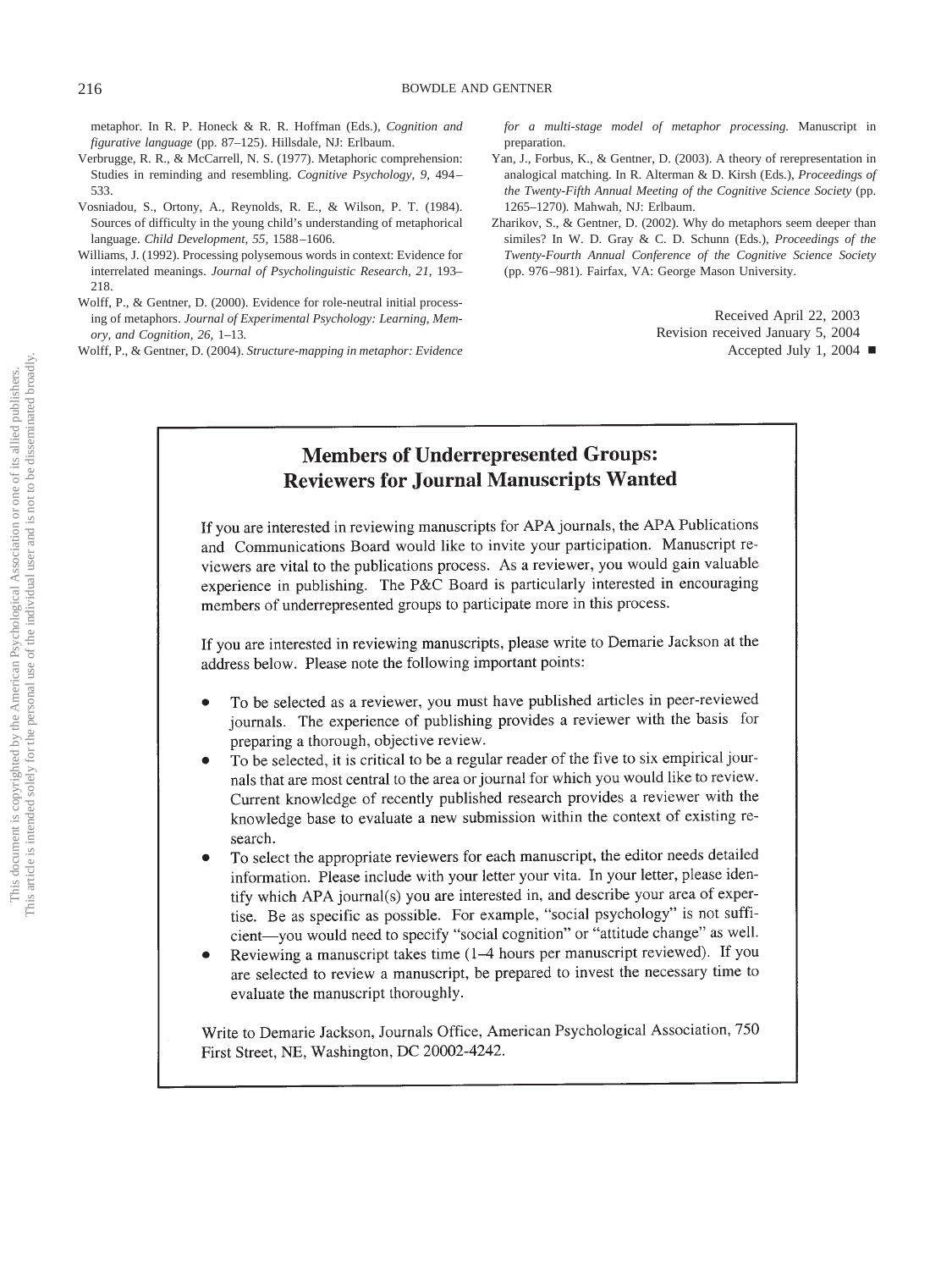metaphor. In R. P. Honeck & R. R. Hoffman (Eds.), *Cognition and figurative language* (pp. 87–125). Hillsdale, NJ: Erlbaum.

Verbrugge, R. R., & McCarrell, N. S. (1977). Metaphoric comprehension: Studies in reminding and resembling. *Cognitive Psychology, 9,* 494–533.

Vosniadou, S., Ortony, A., Reynolds, R. E., & Wilson, P. T. (1984). Sources of difficulty in the young child's understanding of metaphorical language. *Child Development, 55,* 1588–1606.

Williams, J. (1992). Processing polysemous words in context: Evidence for interrelated meanings. *Journal of Psycholinguistic Research, 21,* 193–218.

Wolff, P., & Gentner, D. (2000). Evidence for role-neutral initial processing of metaphors. *Journal of Experimental Psychology: Learning, Memory, and Cognition, 26,* 1–13.

Wolff, P., & Gentner, D. (2004). *Structure-mapping in metaphor: Evidence for a multi-stage model of metaphor processing.* Manuscript in preparation.

Yan, J., Forbus, K., & Gentner, D. (2003). A theory of rerepresentation in analogical matching. In R. Alterman & D. Kirsh (Eds.), *Proceedings of the Twenty-Fifth Annual Meeting of the Cognitive Science Society* (pp. 1265–1270). Mahwah, NJ: Erlbaum.

Zharikov, S., & Gentner, D. (2002). Why do metaphors seem deeper than similes? In W. D. Gray & C. D. Schunn (Eds.), *Proceedings of the Twenty-Fourth Annual Conference of the Cognitive Science Society* (pp. 976–981). Fairfax, VA: George Mason University.

Received April 22, 2003
Revision received January 5, 2004
Accepted July 1, 2004 ■

## Members of Underrepresented Groups: Reviewers for Journal Manuscripts Wanted

If you are interested in reviewing manuscripts for APA journals, the APA Publications and Communications Board would like to invite your participation. Manuscript reviewers are vital to the publications process. As a reviewer, you would gain valuable experience in publishing. The P&C Board is particularly interested in encouraging members of underrepresented groups to participate more in this process.

If you are interested in reviewing manuscripts, please write to Demarie Jackson at the address below. Please note the following important points:

- To be selected as a reviewer, you must have published articles in peer-reviewed journals. The experience of publishing provides a reviewer with the basis for preparing a thorough, objective review.
- To be selected, it is critical to be a regular reader of the five to six empirical journals that are most central to the area or journal for which you would like to review. Current knowledge of recently published research provides a reviewer with the knowledge base to evaluate a new submission within the context of existing research.
- To select the appropriate reviewers for each manuscript, the editor needs detailed information. Please include with your letter your vita. In your letter, please identify which APA journal(s) you are interested in, and describe your area of expertise. Be as specific as possible. For example, "social psychology" is not sufficient—you would need to specify "social cognition" or "attitude change" as well.
- Reviewing a manuscript takes time (1–4 hours per manuscript reviewed). If you are selected to review a manuscript, be prepared to invest the necessary time to evaluate the manuscript thoroughly.

Write to Demarie Jackson, Journals Office, American Psychological Association, 750 First Street, NE, Washington, DC 20002-4242.